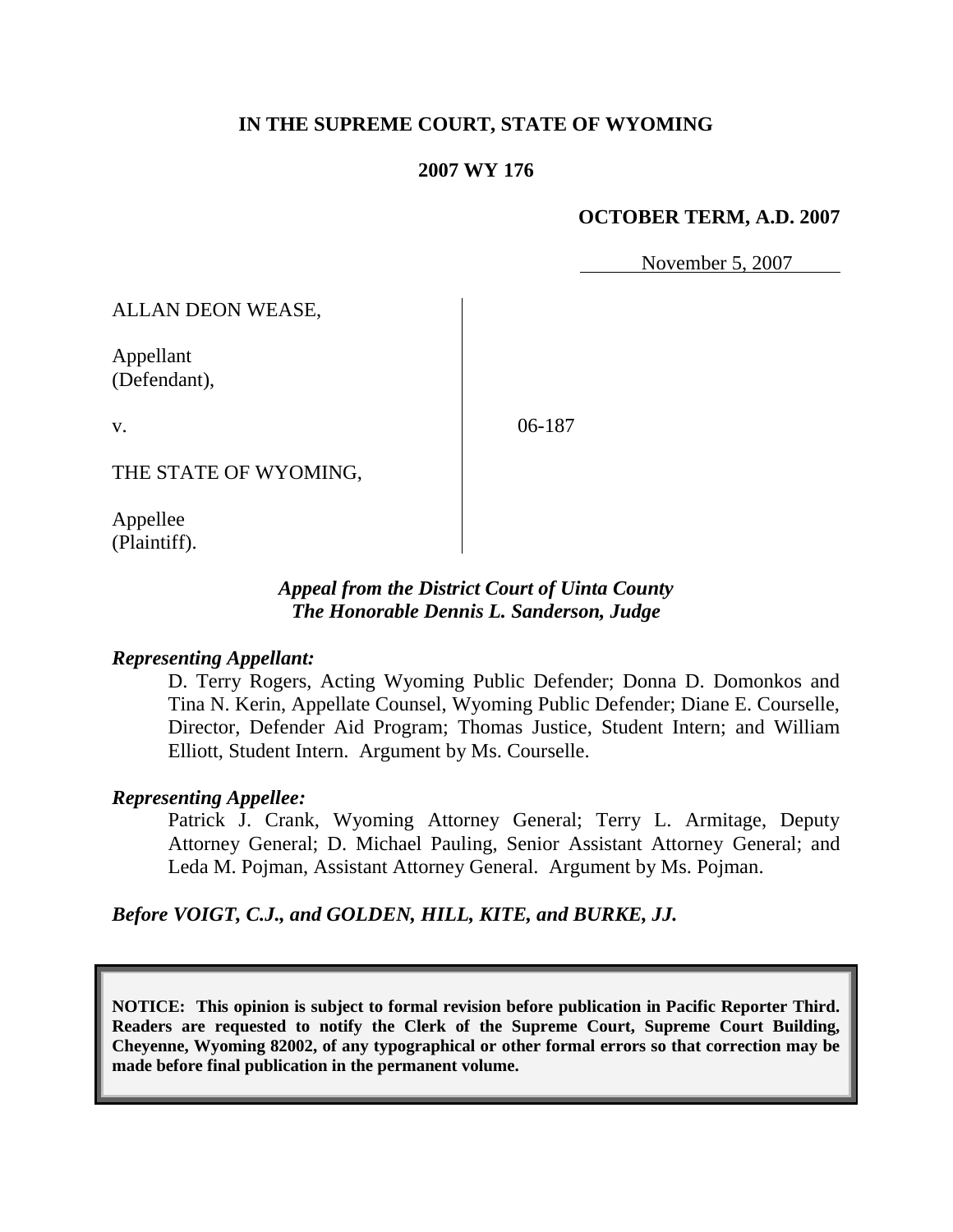**IN THE SUPREME COURT, STATE OF WYOMING**

**2007 WY 176**

**OCTOBER TERM, A.D. 2007**

November 5, 2007

| | |
|---|---|
| ALLAN DEON WEASE,<br><br>Appellant<br>(Defendant),<br><br>v.<br><br>THE STATE OF WYOMING,<br><br>Appellee<br>(Plaintiff). | <br><br><br><br>06-187 |

***Appeal from the District Court of Uinta County***
***The Honorable Dennis L. Sanderson, Judge***

***Representing Appellant:***

D. Terry Rogers, Acting Wyoming Public Defender; Donna D. Domonkos and Tina N. Kerin, Appellate Counsel, Wyoming Public Defender; Diane E. Courselle, Director, Defender Aid Program; Thomas Justice, Student Intern; and William Elliott, Student Intern. Argument by Ms. Courselle.

***Representing Appellee:***

Patrick J. Crank, Wyoming Attorney General; Terry L. Armitage, Deputy Attorney General; D. Michael Pauling, Senior Assistant Attorney General; and Leda M. Pojman, Assistant Attorney General. Argument by Ms. Pojman.

***Before VOIGT, C.J., and GOLDEN, HILL, KITE, and BURKE, JJ.***

**NOTICE: This opinion is subject to formal revision before publication in Pacific Reporter Third. Readers are requested to notify the Clerk of the Supreme Court, Supreme Court Building, Cheyenne, Wyoming 82002, of any typographical or other formal errors so that correction may be made before final publication in the permanent volume.**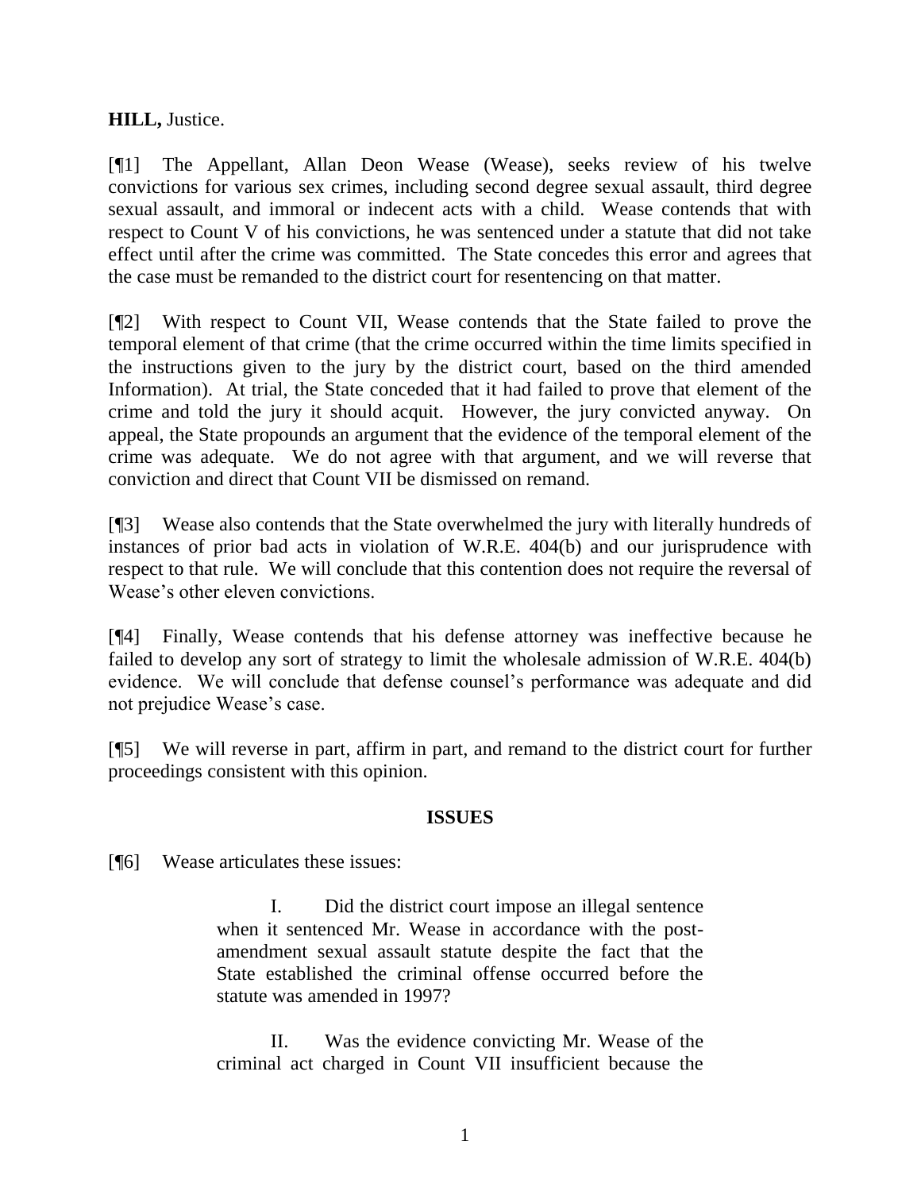**HILL,** Justice.

[¶1] The Appellant, Allan Deon Wease (Wease), seeks review of his twelve convictions for various sex crimes, including second degree sexual assault, third degree sexual assault, and immoral or indecent acts with a child. Wease contends that with respect to Count V of his convictions, he was sentenced under a statute that did not take effect until after the crime was committed. The State concedes this error and agrees that the case must be remanded to the district court for resentencing on that matter.

[¶2] With respect to Count VII, Wease contends that the State failed to prove the temporal element of that crime (that the crime occurred within the time limits specified in the instructions given to the jury by the district court, based on the third amended Information). At trial, the State conceded that it had failed to prove that element of the crime and told the jury it should acquit. However, the jury convicted anyway. On appeal, the State propounds an argument that the evidence of the temporal element of the crime was adequate. We do not agree with that argument, and we will reverse that conviction and direct that Count VII be dismissed on remand.

[¶3] Wease also contends that the State overwhelmed the jury with literally hundreds of instances of prior bad acts in violation of W.R.E. 404(b) and our jurisprudence with respect to that rule. We will conclude that this contention does not require the reversal of Wease's other eleven convictions.

[¶4] Finally, Wease contends that his defense attorney was ineffective because he failed to develop any sort of strategy to limit the wholesale admission of W.R.E. 404(b) evidence. We will conclude that defense counsel's performance was adequate and did not prejudice Wease's case.

[¶5] We will reverse in part, affirm in part, and remand to the district court for further proceedings consistent with this opinion.

## ISSUES

[¶6] Wease articulates these issues:

> I. Did the district court impose an illegal sentence when it sentenced Mr. Wease in accordance with the post-amendment sexual assault statute despite the fact that the State established the criminal offense occurred before the statute was amended in 1997?
>
> II. Was the evidence convicting Mr. Wease of the criminal act charged in Count VII insufficient because the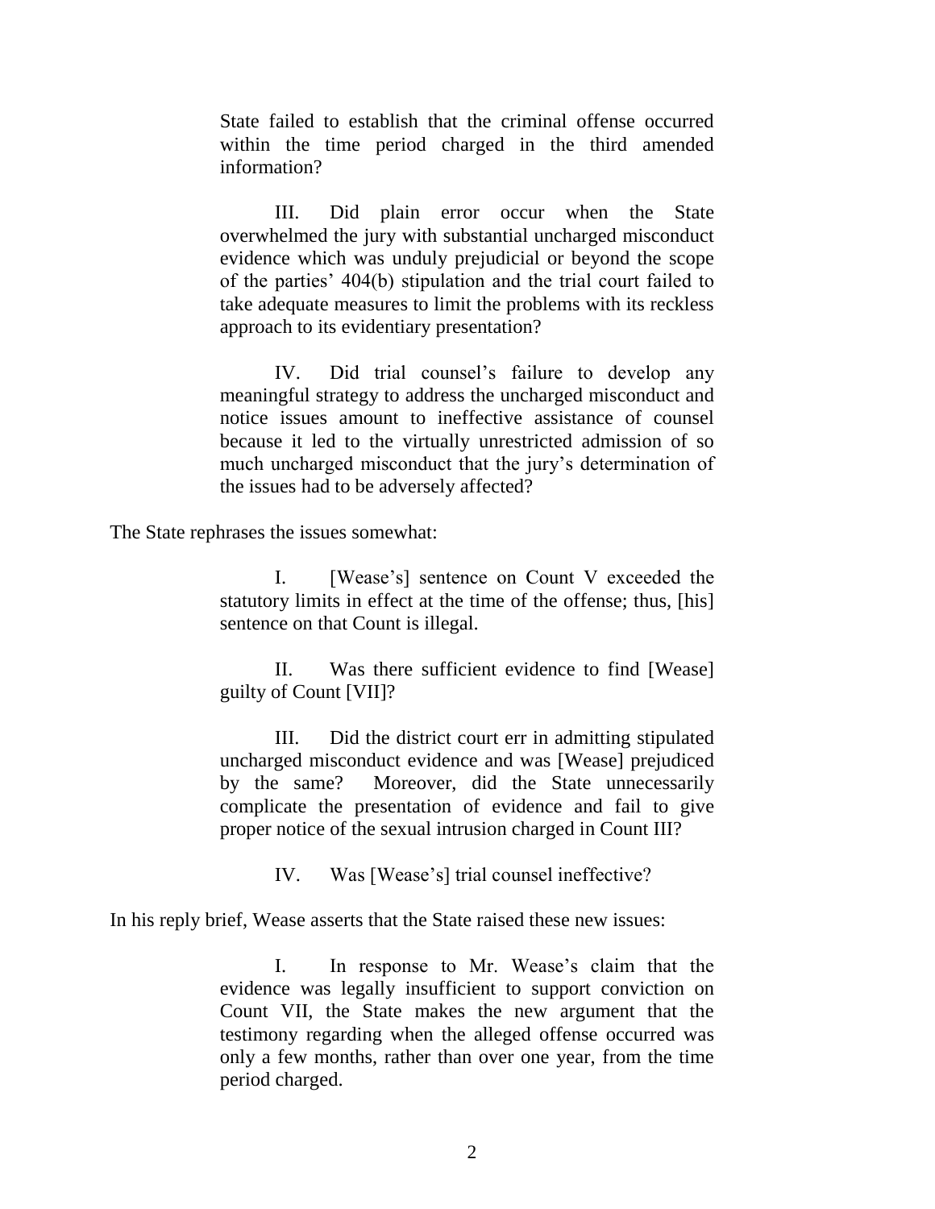> State failed to establish that the criminal offense occurred within the time period charged in the third amended information?
>
> III. Did plain error occur when the State overwhelmed the jury with substantial uncharged misconduct evidence which was unduly prejudicial or beyond the scope of the parties' 404(b) stipulation and the trial court failed to take adequate measures to limit the problems with its reckless approach to its evidentiary presentation?
>
> IV. Did trial counsel's failure to develop any meaningful strategy to address the uncharged misconduct and notice issues amount to ineffective assistance of counsel because it led to the virtually unrestricted admission of so much uncharged misconduct that the jury's determination of the issues had to be adversely affected?

The State rephrases the issues somewhat:

> I. [Wease's] sentence on Count V exceeded the statutory limits in effect at the time of the offense; thus, [his] sentence on that Count is illegal.
>
> II. Was there sufficient evidence to find [Wease] guilty of Count [VII]?
>
> III. Did the district court err in admitting stipulated uncharged misconduct evidence and was [Wease] prejudiced by the same? Moreover, did the State unnecessarily complicate the presentation of evidence and fail to give proper notice of the sexual intrusion charged in Count III?
>
> IV. Was [Wease's] trial counsel ineffective?

In his reply brief, Wease asserts that the State raised these new issues:

> I. In response to Mr. Wease's claim that the evidence was legally insufficient to support conviction on Count VII, the State makes the new argument that the testimony regarding when the alleged offense occurred was only a few months, rather than over one year, from the time period charged.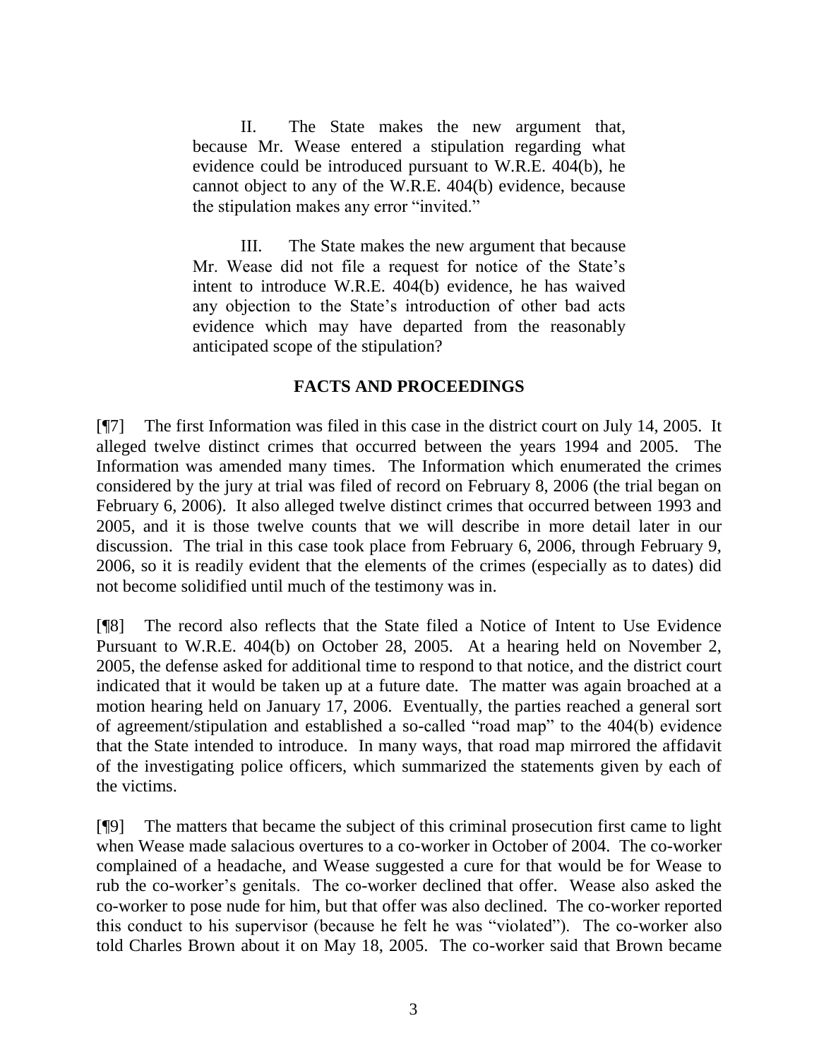> II. The State makes the new argument that, because Mr. Wease entered a stipulation regarding what evidence could be introduced pursuant to W.R.E. 404(b), he cannot object to any of the W.R.E. 404(b) evidence, because the stipulation makes any error "invited."
>
> III. The State makes the new argument that because Mr. Wease did not file a request for notice of the State's intent to introduce W.R.E. 404(b) evidence, he has waived any objection to the State's introduction of other bad acts evidence which may have departed from the reasonably anticipated scope of the stipulation?

## FACTS AND PROCEEDINGS

[¶7] The first Information was filed in this case in the district court on July 14, 2005. It alleged twelve distinct crimes that occurred between the years 1994 and 2005. The Information was amended many times. The Information which enumerated the crimes considered by the jury at trial was filed of record on February 8, 2006 (the trial began on February 6, 2006). It also alleged twelve distinct crimes that occurred between 1993 and 2005, and it is those twelve counts that we will describe in more detail later in our discussion. The trial in this case took place from February 6, 2006, through February 9, 2006, so it is readily evident that the elements of the crimes (especially as to dates) did not become solidified until much of the testimony was in.

[¶8] The record also reflects that the State filed a Notice of Intent to Use Evidence Pursuant to W.R.E. 404(b) on October 28, 2005. At a hearing held on November 2, 2005, the defense asked for additional time to respond to that notice, and the district court indicated that it would be taken up at a future date. The matter was again broached at a motion hearing held on January 17, 2006. Eventually, the parties reached a general sort of agreement/stipulation and established a so-called "road map" to the 404(b) evidence that the State intended to introduce. In many ways, that road map mirrored the affidavit of the investigating police officers, which summarized the statements given by each of the victims.

[¶9] The matters that became the subject of this criminal prosecution first came to light when Wease made salacious overtures to a co-worker in October of 2004. The co-worker complained of a headache, and Wease suggested a cure for that would be for Wease to rub the co-worker's genitals. The co-worker declined that offer. Wease also asked the co-worker to pose nude for him, but that offer was also declined. The co-worker reported this conduct to his supervisor (because he felt he was "violated"). The co-worker also told Charles Brown about it on May 18, 2005. The co-worker said that Brown became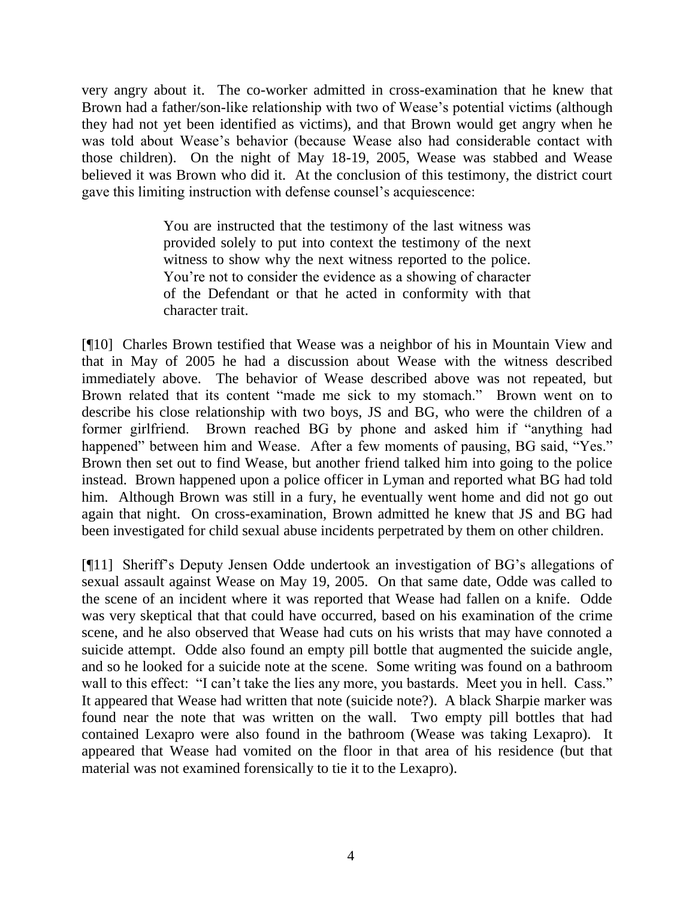very angry about it. The co-worker admitted in cross-examination that he knew that Brown had a father/son-like relationship with two of Wease's potential victims (although they had not yet been identified as victims), and that Brown would get angry when he was told about Wease's behavior (because Wease also had considerable contact with those children). On the night of May 18-19, 2005, Wease was stabbed and Wease believed it was Brown who did it. At the conclusion of this testimony, the district court gave this limiting instruction with defense counsel's acquiescence:

> You are instructed that the testimony of the last witness was provided solely to put into context the testimony of the next witness to show why the next witness reported to the police. You're not to consider the evidence as a showing of character of the Defendant or that he acted in conformity with that character trait.

[¶10] Charles Brown testified that Wease was a neighbor of his in Mountain View and that in May of 2005 he had a discussion about Wease with the witness described immediately above. The behavior of Wease described above was not repeated, but Brown related that its content "made me sick to my stomach." Brown went on to describe his close relationship with two boys, JS and BG, who were the children of a former girlfriend. Brown reached BG by phone and asked him if "anything had happened" between him and Wease. After a few moments of pausing, BG said, "Yes." Brown then set out to find Wease, but another friend talked him into going to the police instead. Brown happened upon a police officer in Lyman and reported what BG had told him. Although Brown was still in a fury, he eventually went home and did not go out again that night. On cross-examination, Brown admitted he knew that JS and BG had been investigated for child sexual abuse incidents perpetrated by them on other children.

[¶11] Sheriff's Deputy Jensen Odde undertook an investigation of BG's allegations of sexual assault against Wease on May 19, 2005. On that same date, Odde was called to the scene of an incident where it was reported that Wease had fallen on a knife. Odde was very skeptical that that could have occurred, based on his examination of the crime scene, and he also observed that Wease had cuts on his wrists that may have connoted a suicide attempt. Odde also found an empty pill bottle that augmented the suicide angle, and so he looked for a suicide note at the scene. Some writing was found on a bathroom wall to this effect: "I can't take the lies any more, you bastards. Meet you in hell. Cass." It appeared that Wease had written that note (suicide note?). A black Sharpie marker was found near the note that was written on the wall. Two empty pill bottles that had contained Lexapro were also found in the bathroom (Wease was taking Lexapro). It appeared that Wease had vomited on the floor in that area of his residence (but that material was not examined forensically to tie it to the Lexapro).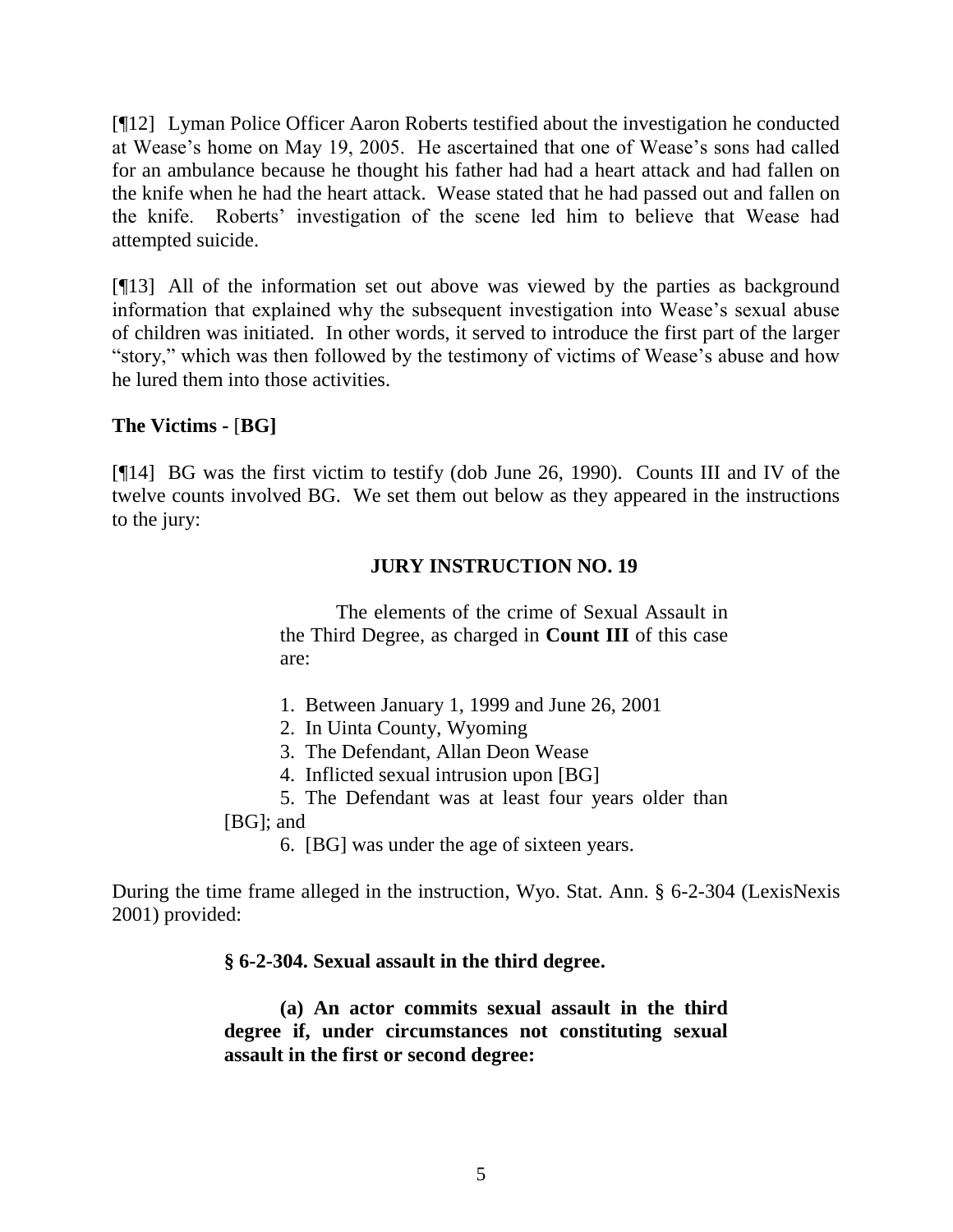[¶12] Lyman Police Officer Aaron Roberts testified about the investigation he conducted at Wease's home on May 19, 2005. He ascertained that one of Wease's sons had called for an ambulance because he thought his father had had a heart attack and had fallen on the knife when he had the heart attack. Wease stated that he had passed out and fallen on the knife. Roberts' investigation of the scene led him to believe that Wease had attempted suicide.

[¶13] All of the information set out above was viewed by the parties as background information that explained why the subsequent investigation into Wease's sexual abuse of children was initiated. In other words, it served to introduce the first part of the larger "story," which was then followed by the testimony of victims of Wease's abuse and how he lured them into those activities.

**The Victims - [BG]**

[¶14] BG was the first victim to testify (dob June 26, 1990). Counts III and IV of the twelve counts involved BG. We set them out below as they appeared in the instructions to the jury:

> **JURY INSTRUCTION NO. 19**
>
> The elements of the crime of Sexual Assault in the Third Degree, as charged in **Count III** of this case are:
>
> 1. Between January 1, 1999 and June 26, 2001
> 2. In Uinta County, Wyoming
> 3. The Defendant, Allan Deon Wease
> 4. Inflicted sexual intrusion upon [BG]
> 5. The Defendant was at least four years older than [BG]; and
> 6. [BG] was under the age of sixteen years.

During the time frame alleged in the instruction, Wyo. Stat. Ann. § 6-2-304 (LexisNexis 2001) provided:

> **§ 6-2-304. Sexual assault in the third degree.**
>
> **(a) An actor commits sexual assault in the third degree if, under circumstances not constituting sexual assault in the first or second degree:**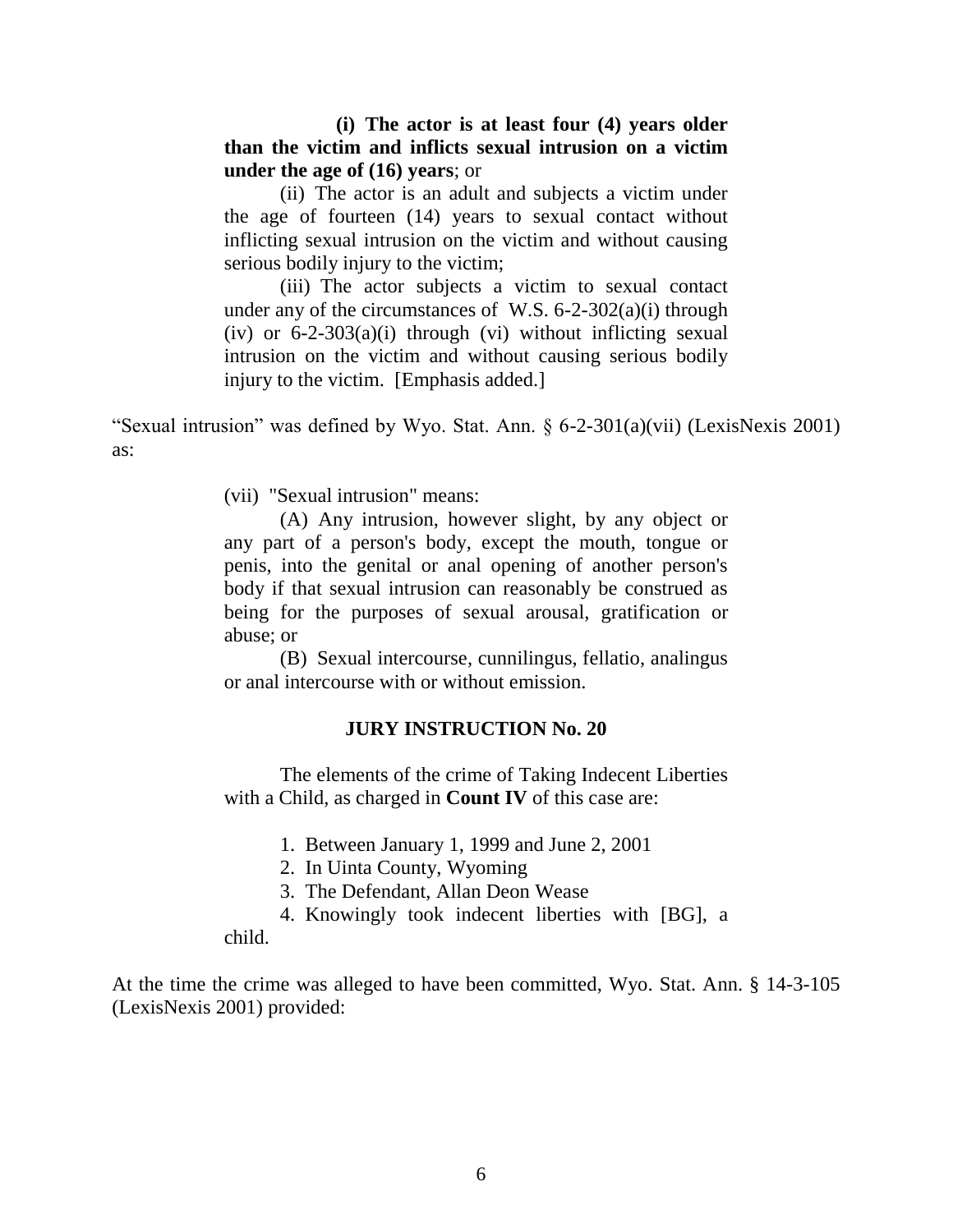> **(i) The actor is at least four (4) years older than the victim and inflicts sexual intrusion on a victim under the age of (16) years**; or
>
> (ii) The actor is an adult and subjects a victim under the age of fourteen (14) years to sexual contact without inflicting sexual intrusion on the victim and without causing serious bodily injury to the victim;
>
> (iii) The actor subjects a victim to sexual contact under any of the circumstances of W.S. 6-2-302(a)(i) through (iv) or 6-2-303(a)(i) through (vi) without inflicting sexual intrusion on the victim and without causing serious bodily injury to the victim. [Emphasis added.]

"Sexual intrusion" was defined by Wyo. Stat. Ann. § 6-2-301(a)(vii) (LexisNexis 2001) as:

> (vii) "Sexual intrusion" means:
>
> (A) Any intrusion, however slight, by any object or any part of a person's body, except the mouth, tongue or penis, into the genital or anal opening of another person's body if that sexual intrusion can reasonably be construed as being for the purposes of sexual arousal, gratification or abuse; or
>
> (B) Sexual intercourse, cunnilingus, fellatio, analingus or anal intercourse with or without emission.
>
> **JURY INSTRUCTION No. 20**
>
> The elements of the crime of Taking Indecent Liberties with a Child, as charged in **Count IV** of this case are:
>
> 1. Between January 1, 1999 and June 2, 2001
> 2. In Uinta County, Wyoming
> 3. The Defendant, Allan Deon Wease
> 4. Knowingly took indecent liberties with [BG], a child.

At the time the crime was alleged to have been committed, Wyo. Stat. Ann. § 14-3-105 (LexisNexis 2001) provided: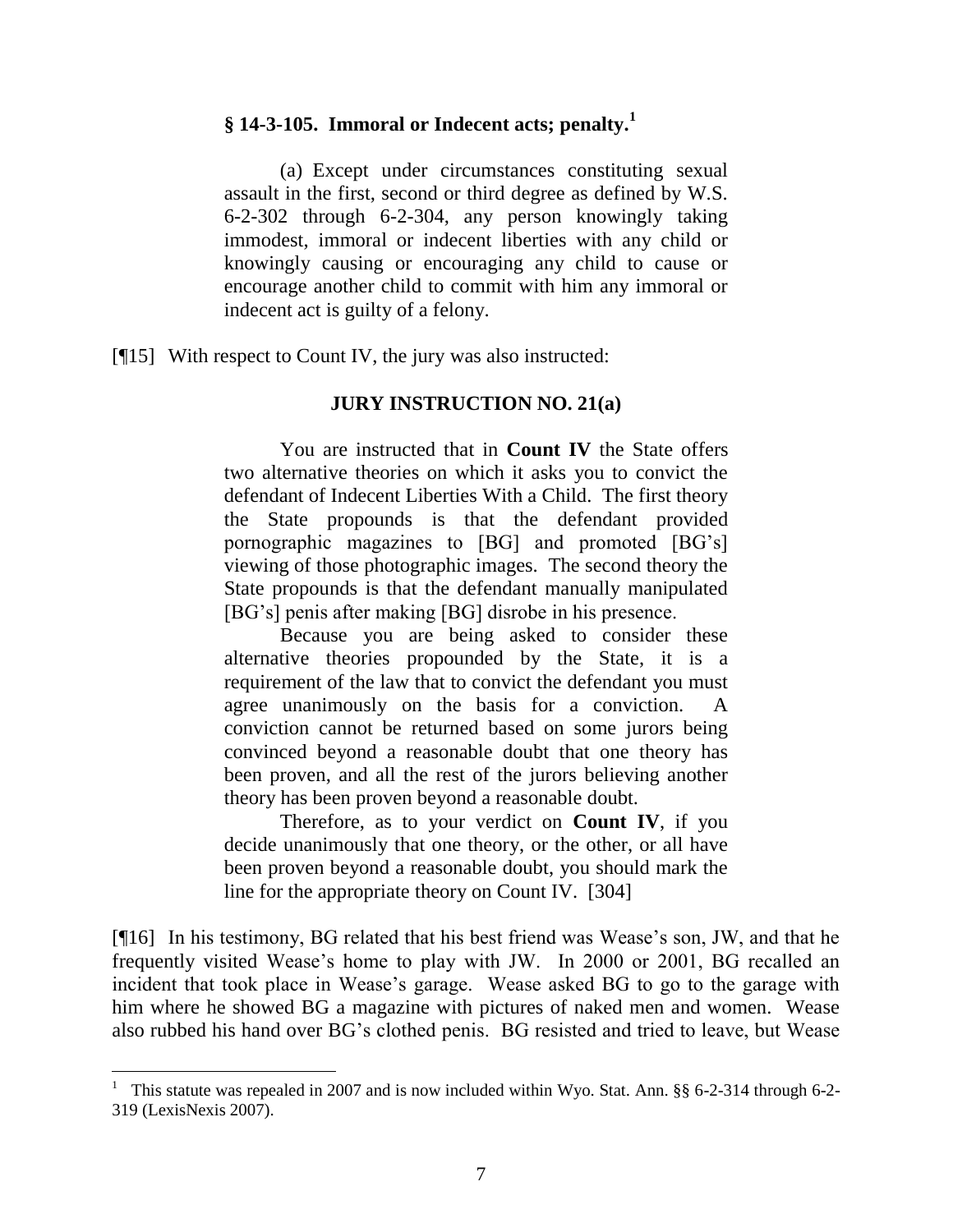**§ 14-3-105. Immoral or Indecent acts; penalty.**[1]

> (a) Except under circumstances constituting sexual assault in the first, second or third degree as defined by W.S. 6-2-302 through 6-2-304, any person knowingly taking immodest, immoral or indecent liberties with any child or knowingly causing or encouraging any child to cause or encourage another child to commit with him any immoral or indecent act is guilty of a felony.

[¶15] With respect to Count IV, the jury was also instructed:

> **JURY INSTRUCTION NO. 21(a)**
>
> You are instructed that in **Count IV** the State offers two alternative theories on which it asks you to convict the defendant of Indecent Liberties With a Child. The first theory the State propounds is that the defendant provided pornographic magazines to [BG] and promoted [BG's] viewing of those photographic images. The second theory the State propounds is that the defendant manually manipulated [BG's] penis after making [BG] disrobe in his presence.
>
> Because you are being asked to consider these alternative theories propounded by the State, it is a requirement of the law that to convict the defendant you must agree unanimously on the basis for a conviction. A conviction cannot be returned based on some jurors being convinced beyond a reasonable doubt that one theory has been proven, and all the rest of the jurors believing another theory has been proven beyond a reasonable doubt.
>
> Therefore, as to your verdict on **Count IV**, if you decide unanimously that one theory, or the other, or all have been proven beyond a reasonable doubt, you should mark the line for the appropriate theory on Count IV. [304]

[¶16] In his testimony, BG related that his best friend was Wease's son, JW, and that he frequently visited Wease's home to play with JW. In 2000 or 2001, BG recalled an incident that took place in Wease's garage. Wease asked BG to go to the garage with him where he showed BG a magazine with pictures of naked men and women. Wease also rubbed his hand over BG's clothed penis. BG resisted and tried to leave, but Wease

---

[1] This statute was repealed in 2007 and is now included within Wyo. Stat. Ann. §§ 6-2-314 through 6-2-319 (LexisNexis 2007).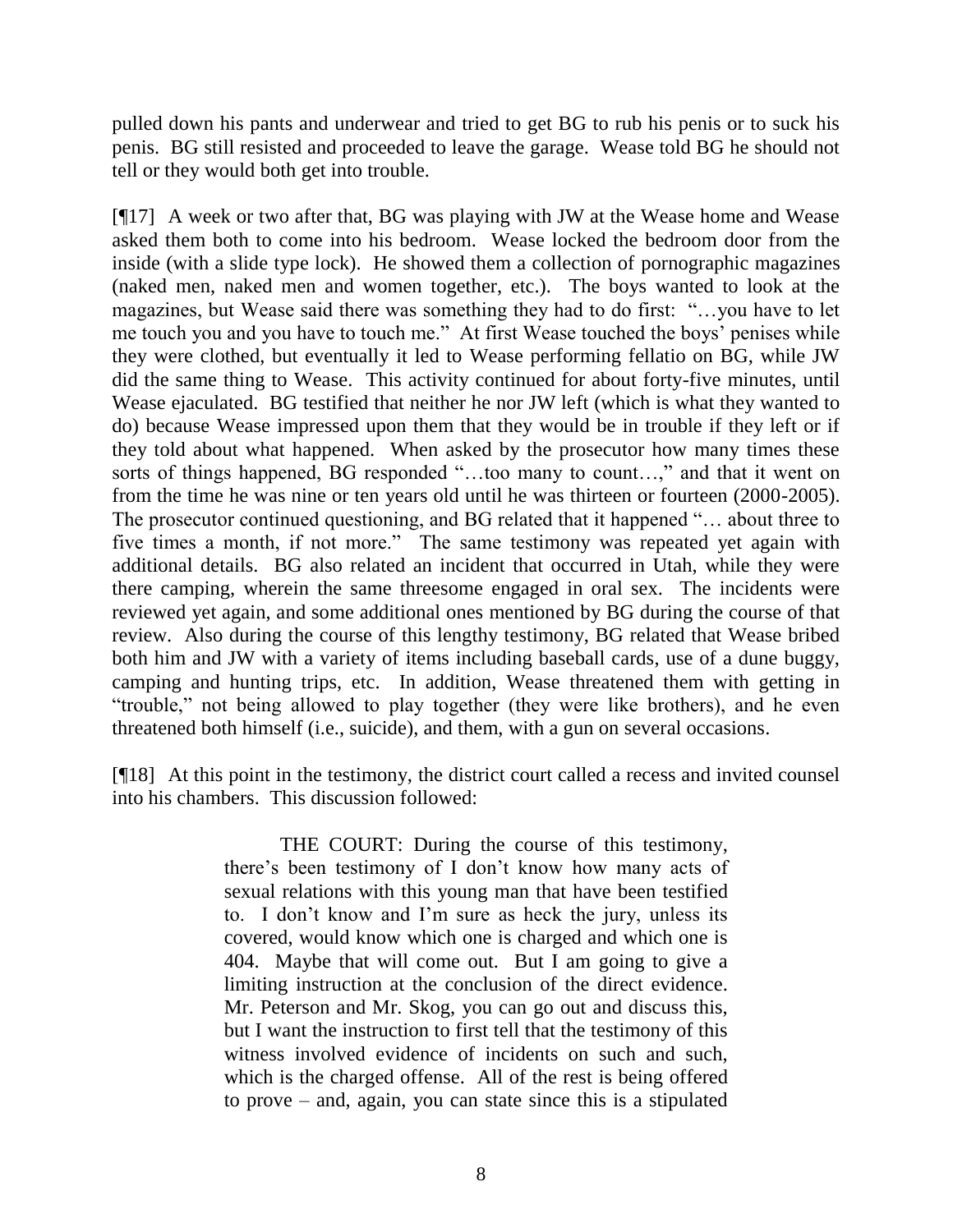pulled down his pants and underwear and tried to get BG to rub his penis or to suck his penis. BG still resisted and proceeded to leave the garage. Wease told BG he should not tell or they would both get into trouble.

[¶17] A week or two after that, BG was playing with JW at the Wease home and Wease asked them both to come into his bedroom. Wease locked the bedroom door from the inside (with a slide type lock). He showed them a collection of pornographic magazines (naked men, naked men and women together, etc.). The boys wanted to look at the magazines, but Wease said there was something they had to do first: "…you have to let me touch you and you have to touch me." At first Wease touched the boys' penises while they were clothed, but eventually it led to Wease performing fellatio on BG, while JW did the same thing to Wease. This activity continued for about forty-five minutes, until Wease ejaculated. BG testified that neither he nor JW left (which is what they wanted to do) because Wease impressed upon them that they would be in trouble if they left or if they told about what happened. When asked by the prosecutor how many times these sorts of things happened, BG responded "…too many to count…," and that it went on from the time he was nine or ten years old until he was thirteen or fourteen (2000-2005). The prosecutor continued questioning, and BG related that it happened "… about three to five times a month, if not more." The same testimony was repeated yet again with additional details. BG also related an incident that occurred in Utah, while they were there camping, wherein the same threesome engaged in oral sex. The incidents were reviewed yet again, and some additional ones mentioned by BG during the course of that review. Also during the course of this lengthy testimony, BG related that Wease bribed both him and JW with a variety of items including baseball cards, use of a dune buggy, camping and hunting trips, etc. In addition, Wease threatened them with getting in "trouble," not being allowed to play together (they were like brothers), and he even threatened both himself (i.e., suicide), and them, with a gun on several occasions.

[¶18] At this point in the testimony, the district court called a recess and invited counsel into his chambers. This discussion followed:

> THE COURT: During the course of this testimony, there's been testimony of I don't know how many acts of sexual relations with this young man that have been testified to. I don't know and I'm sure as heck the jury, unless its covered, would know which one is charged and which one is 404. Maybe that will come out. But I am going to give a limiting instruction at the conclusion of the direct evidence. Mr. Peterson and Mr. Skog, you can go out and discuss this, but I want the instruction to first tell that the testimony of this witness involved evidence of incidents on such and such, which is the charged offense. All of the rest is being offered to prove – and, again, you can state since this is a stipulated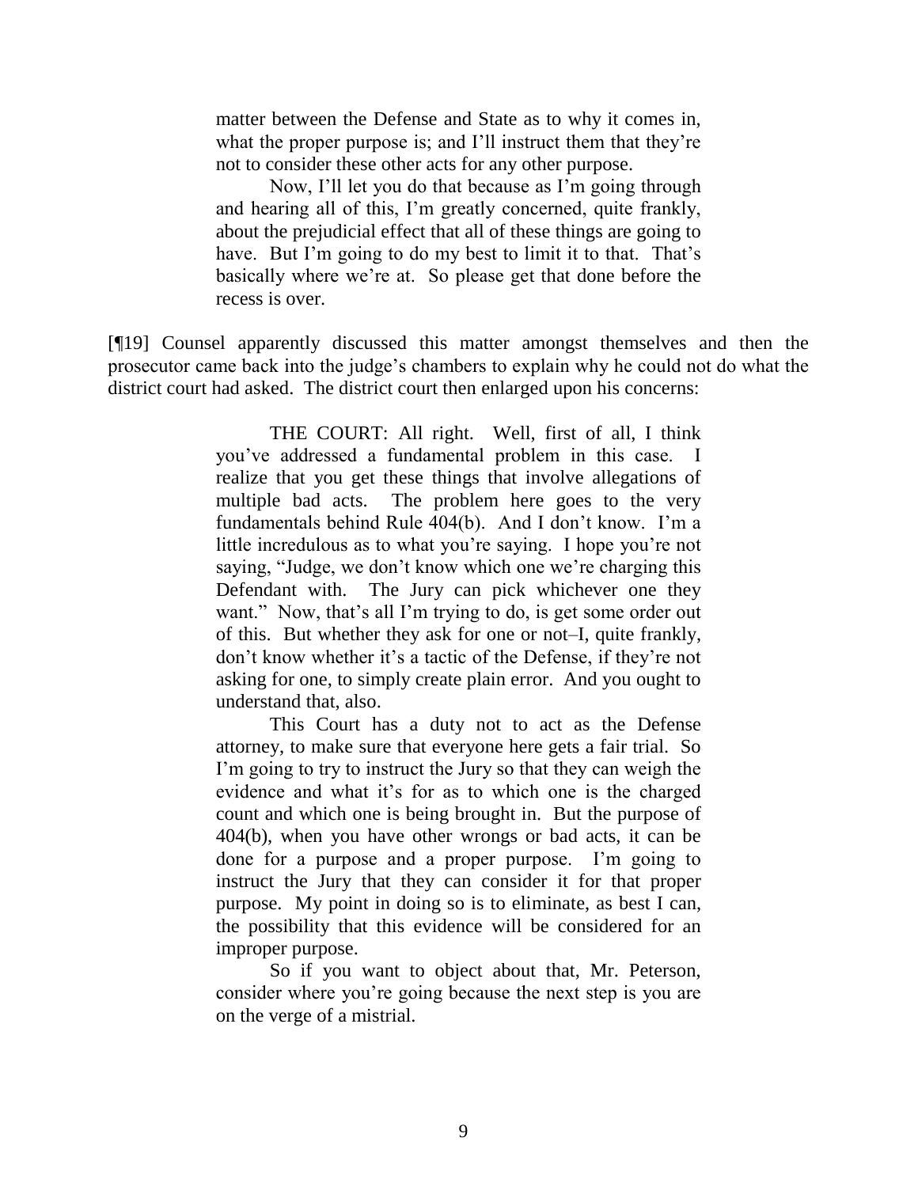> matter between the Defense and State as to why it comes in, what the proper purpose is; and I'll instruct them that they're not to consider these other acts for any other purpose.
>
> Now, I'll let you do that because as I'm going through and hearing all of this, I'm greatly concerned, quite frankly, about the prejudicial effect that all of these things are going to have. But I'm going to do my best to limit it to that. That's basically where we're at. So please get that done before the recess is over.

[¶19] Counsel apparently discussed this matter amongst themselves and then the prosecutor came back into the judge's chambers to explain why he could not do what the district court had asked. The district court then enlarged upon his concerns:

> THE COURT: All right. Well, first of all, I think you've addressed a fundamental problem in this case. I realize that you get these things that involve allegations of multiple bad acts. The problem here goes to the very fundamentals behind Rule 404(b). And I don't know. I'm a little incredulous as to what you're saying. I hope you're not saying, "Judge, we don't know which one we're charging this Defendant with. The Jury can pick whichever one they want." Now, that's all I'm trying to do, is get some order out of this. But whether they ask for one or not–I, quite frankly, don't know whether it's a tactic of the Defense, if they're not asking for one, to simply create plain error. And you ought to understand that, also.
>
> This Court has a duty not to act as the Defense attorney, to make sure that everyone here gets a fair trial. So I'm going to try to instruct the Jury so that they can weigh the evidence and what it's for as to which one is the charged count and which one is being brought in. But the purpose of 404(b), when you have other wrongs or bad acts, it can be done for a purpose and a proper purpose. I'm going to instruct the Jury that they can consider it for that proper purpose. My point in doing so is to eliminate, as best I can, the possibility that this evidence will be considered for an improper purpose.
>
> So if you want to object about that, Mr. Peterson, consider where you're going because the next step is you are on the verge of a mistrial.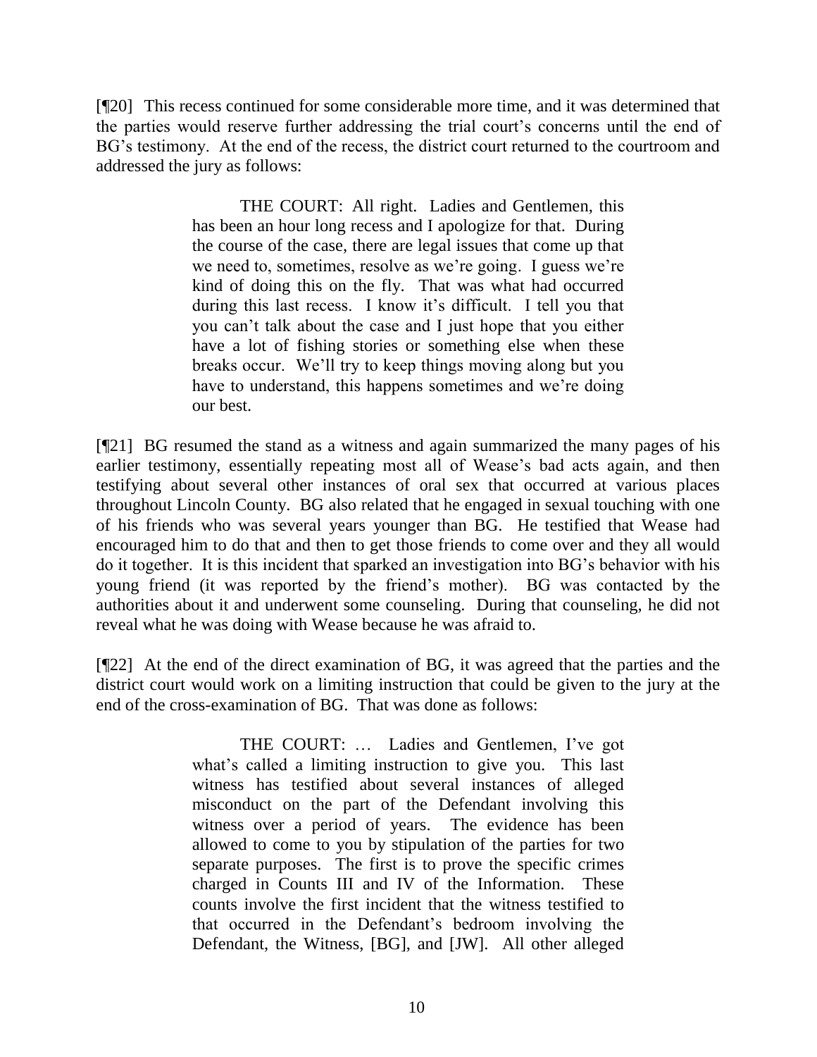[¶20] This recess continued for some considerable more time, and it was determined that the parties would reserve further addressing the trial court's concerns until the end of BG's testimony. At the end of the recess, the district court returned to the courtroom and addressed the jury as follows:

> THE COURT: All right. Ladies and Gentlemen, this has been an hour long recess and I apologize for that. During the course of the case, there are legal issues that come up that we need to, sometimes, resolve as we're going. I guess we're kind of doing this on the fly. That was what had occurred during this last recess. I know it's difficult. I tell you that you can't talk about the case and I just hope that you either have a lot of fishing stories or something else when these breaks occur. We'll try to keep things moving along but you have to understand, this happens sometimes and we're doing our best.

[¶21] BG resumed the stand as a witness and again summarized the many pages of his earlier testimony, essentially repeating most all of Wease's bad acts again, and then testifying about several other instances of oral sex that occurred at various places throughout Lincoln County. BG also related that he engaged in sexual touching with one of his friends who was several years younger than BG. He testified that Wease had encouraged him to do that and then to get those friends to come over and they all would do it together. It is this incident that sparked an investigation into BG's behavior with his young friend (it was reported by the friend's mother). BG was contacted by the authorities about it and underwent some counseling. During that counseling, he did not reveal what he was doing with Wease because he was afraid to.

[¶22] At the end of the direct examination of BG, it was agreed that the parties and the district court would work on a limiting instruction that could be given to the jury at the end of the cross-examination of BG. That was done as follows:

> THE COURT: … Ladies and Gentlemen, I've got what's called a limiting instruction to give you. This last witness has testified about several instances of alleged misconduct on the part of the Defendant involving this witness over a period of years. The evidence has been allowed to come to you by stipulation of the parties for two separate purposes. The first is to prove the specific crimes charged in Counts III and IV of the Information. These counts involve the first incident that the witness testified to that occurred in the Defendant's bedroom involving the Defendant, the Witness, [BG], and [JW]. All other alleged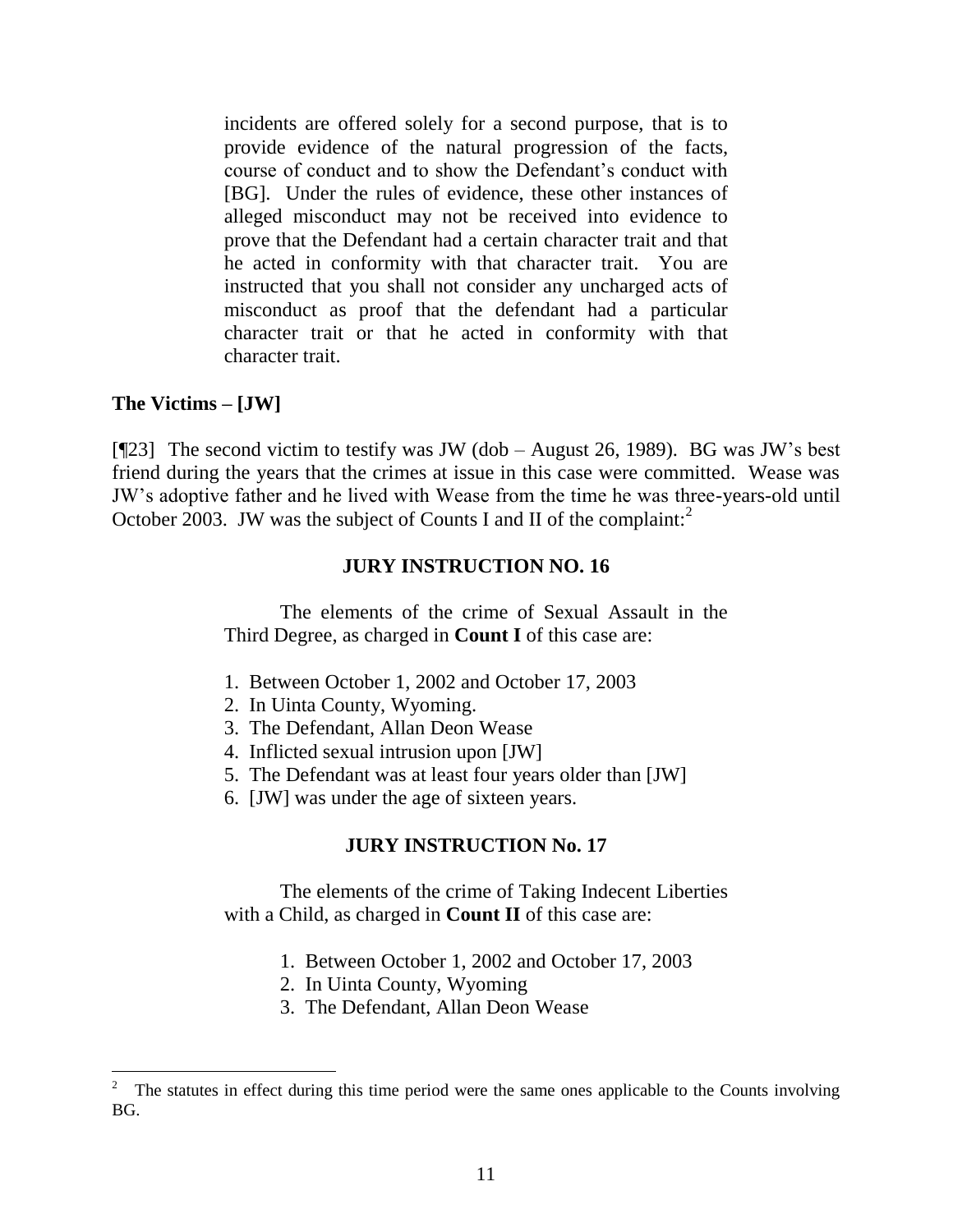> incidents are offered solely for a second purpose, that is to provide evidence of the natural progression of the facts, course of conduct and to show the Defendant's conduct with [BG]. Under the rules of evidence, these other instances of alleged misconduct may not be received into evidence to prove that the Defendant had a certain character trait and that he acted in conformity with that character trait. You are instructed that you shall not consider any uncharged acts of misconduct as proof that the defendant had a particular character trait or that he acted in conformity with that character trait.

**The Victims – [JW]**

[¶23] The second victim to testify was JW (dob – August 26, 1989). BG was JW's best friend during the years that the crimes at issue in this case were committed. Wease was JW's adoptive father and he lived with Wease from the time he was three-years-old until October 2003. JW was the subject of Counts I and II of the complaint:[2]

**JURY INSTRUCTION NO. 16**

> The elements of the crime of Sexual Assault in the Third Degree, as charged in **Count I** of this case are:
>
> 1. Between October 1, 2002 and October 17, 2003
> 2. In Uinta County, Wyoming.
> 3. The Defendant, Allan Deon Wease
> 4. Inflicted sexual intrusion upon [JW]
> 5. The Defendant was at least four years older than [JW]
> 6. [JW] was under the age of sixteen years.

**JURY INSTRUCTION No. 17**

> The elements of the crime of Taking Indecent Liberties with a Child, as charged in **Count II** of this case are:
>
> 1. Between October 1, 2002 and October 17, 2003
> 2. In Uinta County, Wyoming
> 3. The Defendant, Allan Deon Wease

---

[2] The statutes in effect during this time period were the same ones applicable to the Counts involving BG.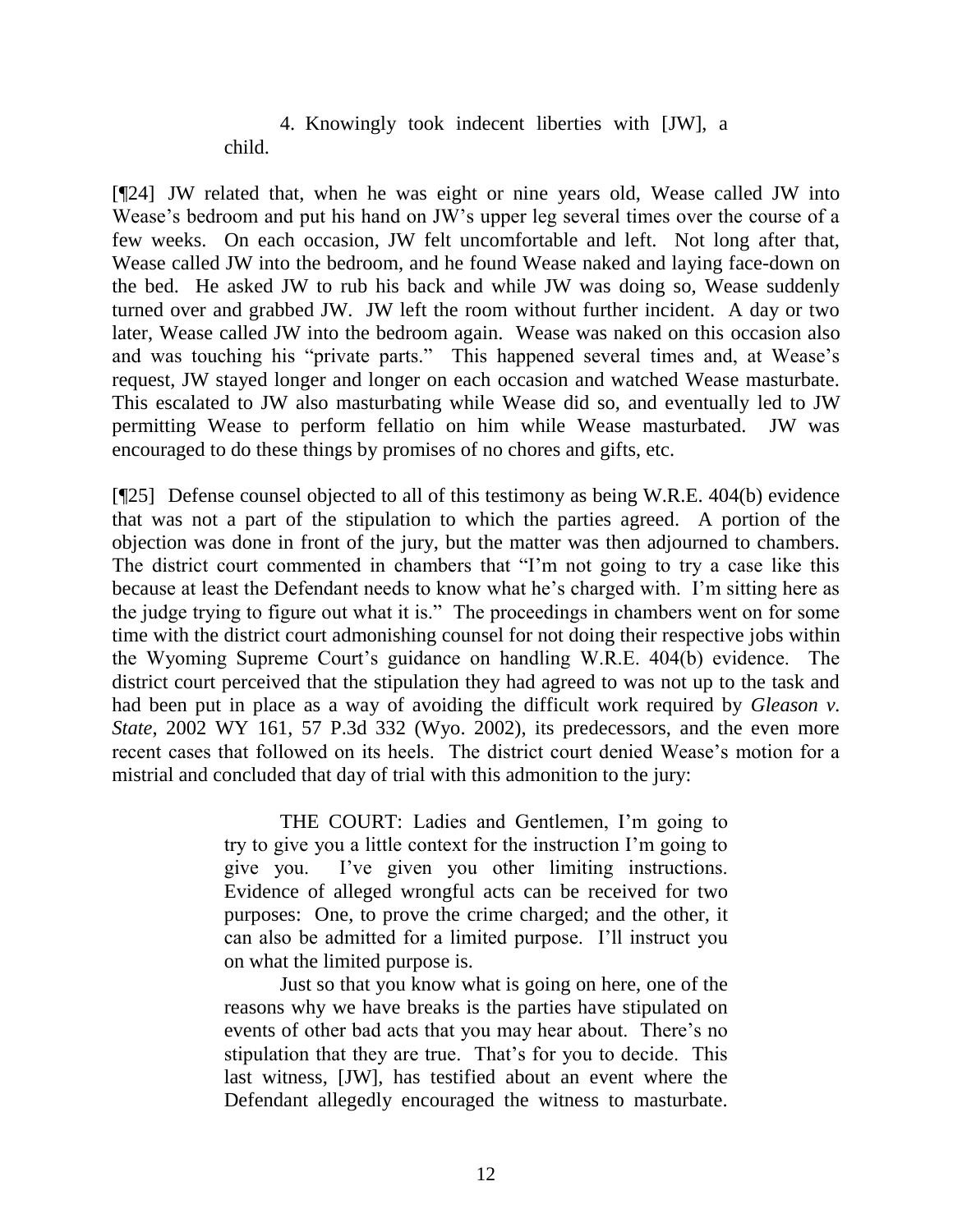> 4. Knowingly took indecent liberties with [JW], a child.

[¶24] JW related that, when he was eight or nine years old, Wease called JW into Wease's bedroom and put his hand on JW's upper leg several times over the course of a few weeks. On each occasion, JW felt uncomfortable and left. Not long after that, Wease called JW into the bedroom, and he found Wease naked and laying face-down on the bed. He asked JW to rub his back and while JW was doing so, Wease suddenly turned over and grabbed JW. JW left the room without further incident. A day or two later, Wease called JW into the bedroom again. Wease was naked on this occasion also and was touching his "private parts." This happened several times and, at Wease's request, JW stayed longer and longer on each occasion and watched Wease masturbate. This escalated to JW also masturbating while Wease did so, and eventually led to JW permitting Wease to perform fellatio on him while Wease masturbated. JW was encouraged to do these things by promises of no chores and gifts, etc.

[¶25] Defense counsel objected to all of this testimony as being W.R.E. 404(b) evidence that was not a part of the stipulation to which the parties agreed. A portion of the objection was done in front of the jury, but the matter was then adjourned to chambers. The district court commented in chambers that "I'm not going to try a case like this because at least the Defendant needs to know what he's charged with. I'm sitting here as the judge trying to figure out what it is." The proceedings in chambers went on for some time with the district court admonishing counsel for not doing their respective jobs within the Wyoming Supreme Court's guidance on handling W.R.E. 404(b) evidence. The district court perceived that the stipulation they had agreed to was not up to the task and had been put in place as a way of avoiding the difficult work required by *Gleason v. State*, 2002 WY 161, 57 P.3d 332 (Wyo. 2002), its predecessors, and the even more recent cases that followed on its heels. The district court denied Wease's motion for a mistrial and concluded that day of trial with this admonition to the jury:

> THE COURT: Ladies and Gentlemen, I'm going to try to give you a little context for the instruction I'm going to give you. I've given you other limiting instructions. Evidence of alleged wrongful acts can be received for two purposes: One, to prove the crime charged; and the other, it can also be admitted for a limited purpose. I'll instruct you on what the limited purpose is.
>
> Just so that you know what is going on here, one of the reasons why we have breaks is the parties have stipulated on events of other bad acts that you may hear about. There's no stipulation that they are true. That's for you to decide. This last witness, [JW], has testified about an event where the Defendant allegedly encouraged the witness to masturbate.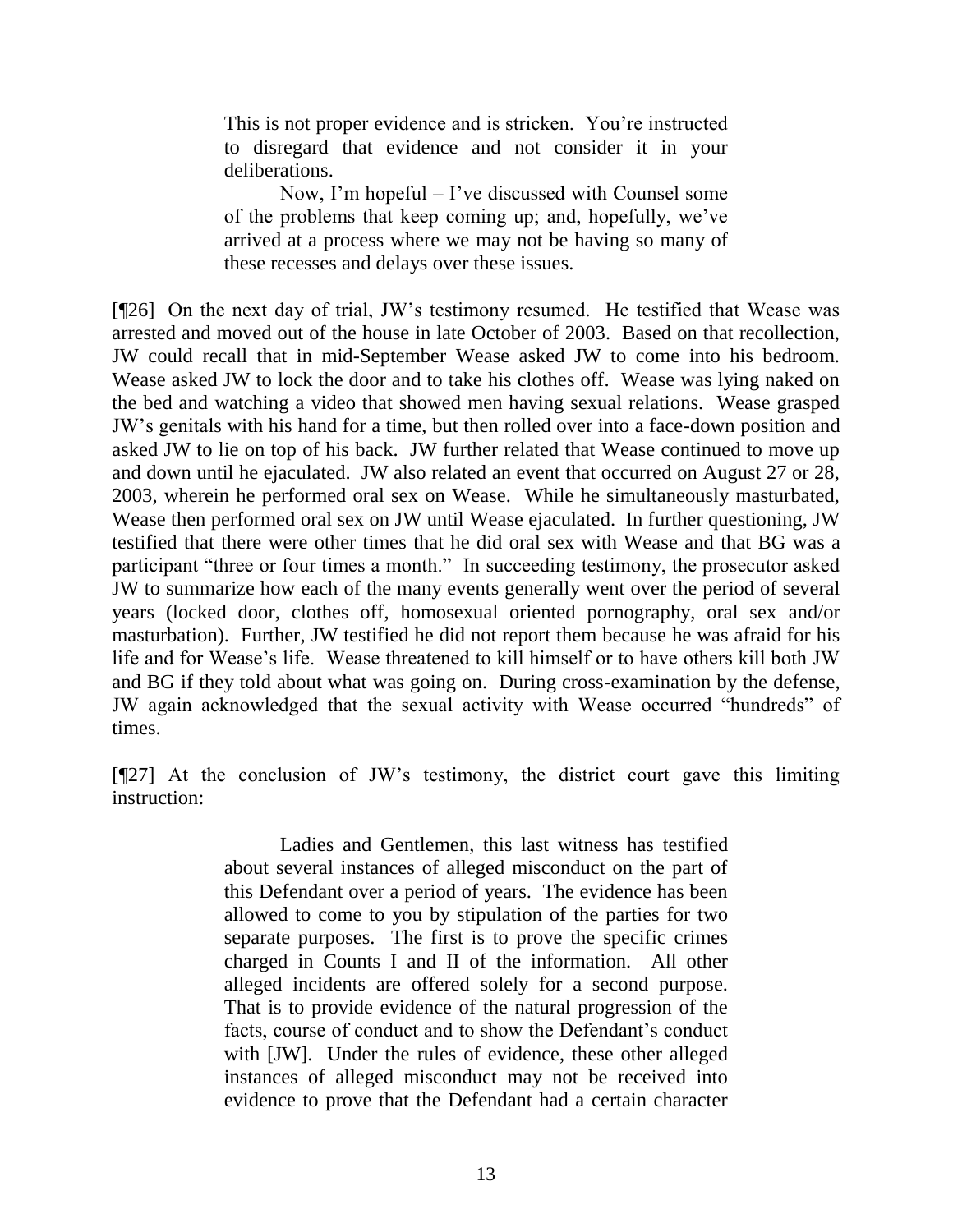> This is not proper evidence and is stricken. You're instructed to disregard that evidence and not consider it in your deliberations.
>
> Now, I'm hopeful – I've discussed with Counsel some of the problems that keep coming up; and, hopefully, we've arrived at a process where we may not be having so many of these recesses and delays over these issues.

[¶26] On the next day of trial, JW's testimony resumed. He testified that Wease was arrested and moved out of the house in late October of 2003. Based on that recollection, JW could recall that in mid-September Wease asked JW to come into his bedroom. Wease asked JW to lock the door and to take his clothes off. Wease was lying naked on the bed and watching a video that showed men having sexual relations. Wease grasped JW's genitals with his hand for a time, but then rolled over into a face-down position and asked JW to lie on top of his back. JW further related that Wease continued to move up and down until he ejaculated. JW also related an event that occurred on August 27 or 28, 2003, wherein he performed oral sex on Wease. While he simultaneously masturbated, Wease then performed oral sex on JW until Wease ejaculated. In further questioning, JW testified that there were other times that he did oral sex with Wease and that BG was a participant "three or four times a month." In succeeding testimony, the prosecutor asked JW to summarize how each of the many events generally went over the period of several years (locked door, clothes off, homosexual oriented pornography, oral sex and/or masturbation). Further, JW testified he did not report them because he was afraid for his life and for Wease's life. Wease threatened to kill himself or to have others kill both JW and BG if they told about what was going on. During cross-examination by the defense, JW again acknowledged that the sexual activity with Wease occurred "hundreds" of times.

[¶27] At the conclusion of JW's testimony, the district court gave this limiting instruction:

> Ladies and Gentlemen, this last witness has testified about several instances of alleged misconduct on the part of this Defendant over a period of years. The evidence has been allowed to come to you by stipulation of the parties for two separate purposes. The first is to prove the specific crimes charged in Counts I and II of the information. All other alleged incidents are offered solely for a second purpose. That is to provide evidence of the natural progression of the facts, course of conduct and to show the Defendant's conduct with [JW]. Under the rules of evidence, these other alleged instances of alleged misconduct may not be received into evidence to prove that the Defendant had a certain character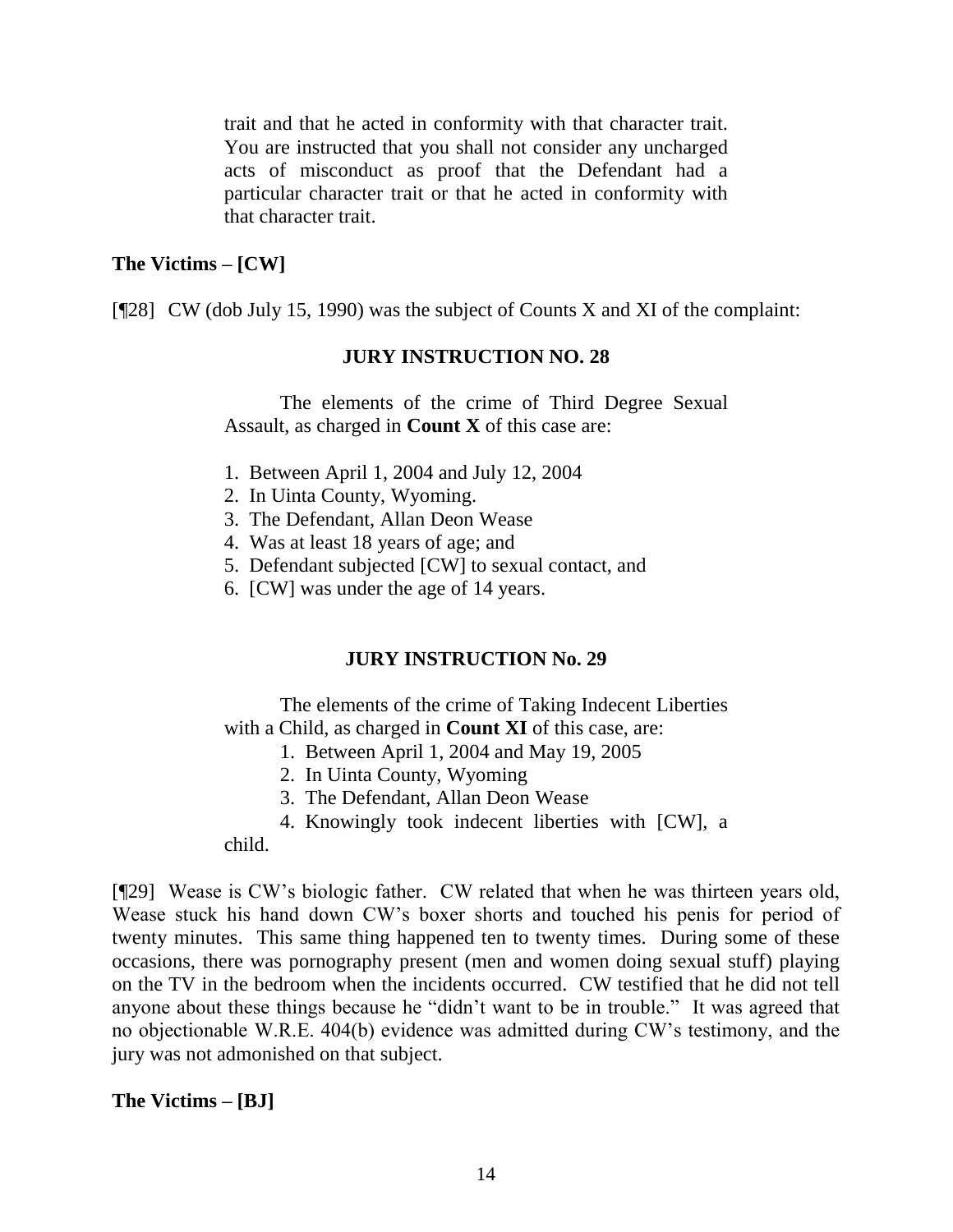trait and that he acted in conformity with that character trait. You are instructed that you shall not consider any uncharged acts of misconduct as proof that the Defendant had a particular character trait or that he acted in conformity with that character trait.

**The Victims – [CW]**

[¶28] CW (dob July 15, 1990) was the subject of Counts X and XI of the complaint:

**JURY INSTRUCTION NO. 28**

The elements of the crime of Third Degree Sexual Assault, as charged in **Count X** of this case are:

1. Between April 1, 2004 and July 12, 2004
2. In Uinta County, Wyoming.
3. The Defendant, Allan Deon Wease
4. Was at least 18 years of age; and
5. Defendant subjected [CW] to sexual contact, and
6. [CW] was under the age of 14 years.

**JURY INSTRUCTION No. 29**

The elements of the crime of Taking Indecent Liberties with a Child, as charged in **Count XI** of this case, are:

1. Between April 1, 2004 and May 19, 2005
2. In Uinta County, Wyoming
3. The Defendant, Allan Deon Wease
4. Knowingly took indecent liberties with [CW], a child.

[¶29] Wease is CW's biologic father. CW related that when he was thirteen years old, Wease stuck his hand down CW's boxer shorts and touched his penis for period of twenty minutes. This same thing happened ten to twenty times. During some of these occasions, there was pornography present (men and women doing sexual stuff) playing on the TV in the bedroom when the incidents occurred. CW testified that he did not tell anyone about these things because he "didn't want to be in trouble." It was agreed that no objectionable W.R.E. 404(b) evidence was admitted during CW's testimony, and the jury was not admonished on that subject.

**The Victims – [BJ]**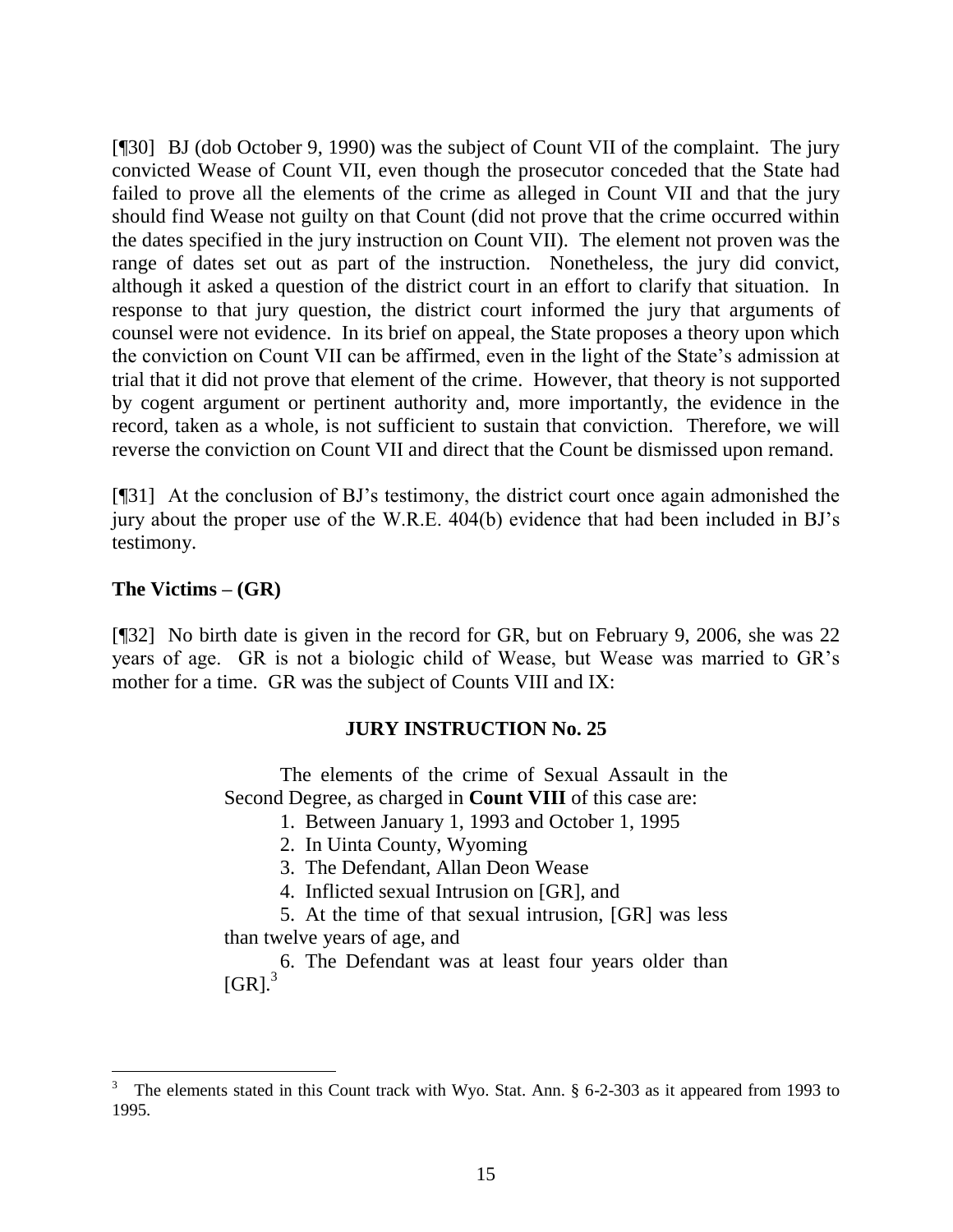[¶30] BJ (dob October 9, 1990) was the subject of Count VII of the complaint. The jury convicted Wease of Count VII, even though the prosecutor conceded that the State had failed to prove all the elements of the crime as alleged in Count VII and that the jury should find Wease not guilty on that Count (did not prove that the crime occurred within the dates specified in the jury instruction on Count VII). The element not proven was the range of dates set out as part of the instruction. Nonetheless, the jury did convict, although it asked a question of the district court in an effort to clarify that situation. In response to that jury question, the district court informed the jury that arguments of counsel were not evidence. In its brief on appeal, the State proposes a theory upon which the conviction on Count VII can be affirmed, even in the light of the State's admission at trial that it did not prove that element of the crime. However, that theory is not supported by cogent argument or pertinent authority and, more importantly, the evidence in the record, taken as a whole, is not sufficient to sustain that conviction. Therefore, we will reverse the conviction on Count VII and direct that the Count be dismissed upon remand.

[¶31] At the conclusion of BJ's testimony, the district court once again admonished the jury about the proper use of the W.R.E. 404(b) evidence that had been included in BJ's testimony.

**The Victims – (GR)**

[¶32] No birth date is given in the record for GR, but on February 9, 2006, she was 22 years of age. GR is not a biologic child of Wease, but Wease was married to GR's mother for a time. GR was the subject of Counts VIII and IX:

**JURY INSTRUCTION No. 25**

> The elements of the crime of Sexual Assault in the Second Degree, as charged in **Count VIII** of this case are:
>
> 1. Between January 1, 1993 and October 1, 1995
> 2. In Uinta County, Wyoming
> 3. The Defendant, Allan Deon Wease
> 4. Inflicted sexual Intrusion on [GR], and
> 5. At the time of that sexual intrusion, [GR] was less than twelve years of age, and
> 6. The Defendant was at least four years older than [GR].[3]

---

[3] The elements stated in this Count track with Wyo. Stat. Ann. § 6-2-303 as it appeared from 1993 to 1995.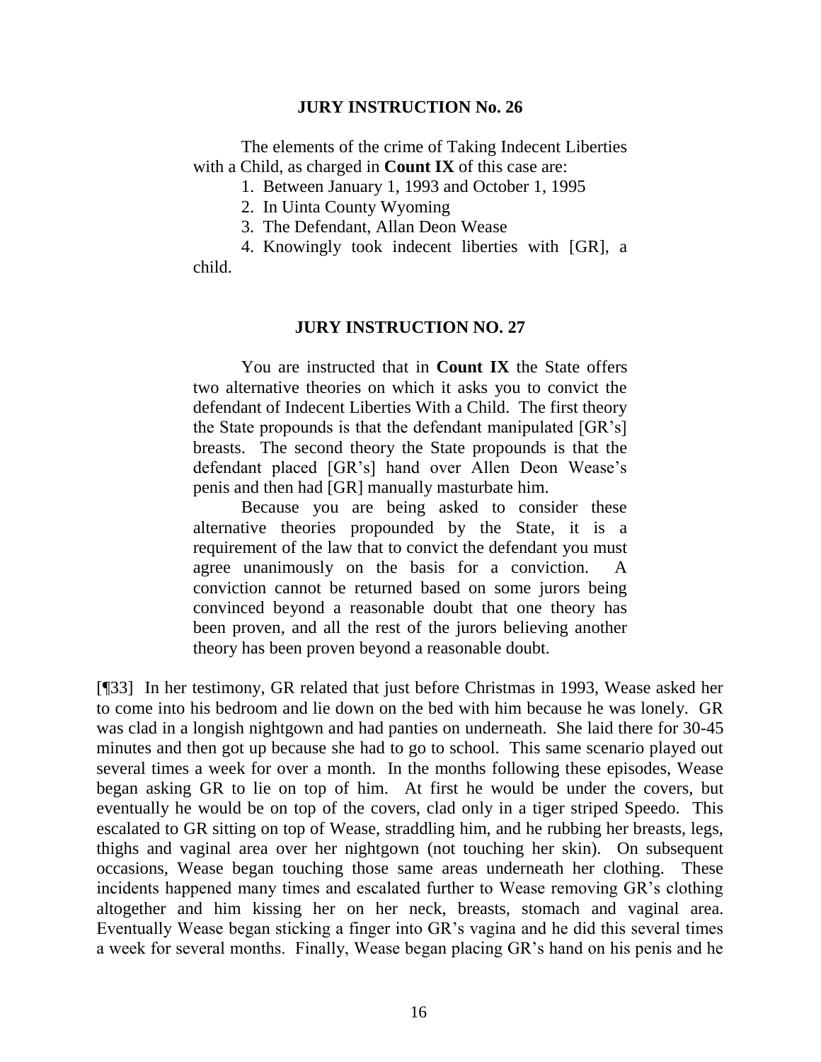**JURY INSTRUCTION No. 26**

> The elements of the crime of Taking Indecent Liberties with a Child, as charged in **Count IX** of this case are:
>
> 1. Between January 1, 1993 and October 1, 1995
> 2. In Uinta County Wyoming
> 3. The Defendant, Allan Deon Wease
> 4. Knowingly took indecent liberties with [GR], a child.

**JURY INSTRUCTION NO. 27**

> You are instructed that in **Count IX** the State offers two alternative theories on which it asks you to convict the defendant of Indecent Liberties With a Child. The first theory the State propounds is that the defendant manipulated [GR's] breasts. The second theory the State propounds is that the defendant placed [GR's] hand over Allen Deon Wease's penis and then had [GR] manually masturbate him.
>
> Because you are being asked to consider these alternative theories propounded by the State, it is a requirement of the law that to convict the defendant you must agree unanimously on the basis for a conviction. A conviction cannot be returned based on some jurors being convinced beyond a reasonable doubt that one theory has been proven, and all the rest of the jurors believing another theory has been proven beyond a reasonable doubt.

[¶33] In her testimony, GR related that just before Christmas in 1993, Wease asked her to come into his bedroom and lie down on the bed with him because he was lonely. GR was clad in a longish nightgown and had panties on underneath. She laid there for 30-45 minutes and then got up because she had to go to school. This same scenario played out several times a week for over a month. In the months following these episodes, Wease began asking GR to lie on top of him. At first he would be under the covers, but eventually he would be on top of the covers, clad only in a tiger striped Speedo. This escalated to GR sitting on top of Wease, straddling him, and he rubbing her breasts, legs, thighs and vaginal area over her nightgown (not touching her skin). On subsequent occasions, Wease began touching those same areas underneath her clothing. These incidents happened many times and escalated further to Wease removing GR's clothing altogether and him kissing her on her neck, breasts, stomach and vaginal area. Eventually Wease began sticking a finger into GR's vagina and he did this several times a week for several months. Finally, Wease began placing GR's hand on his penis and he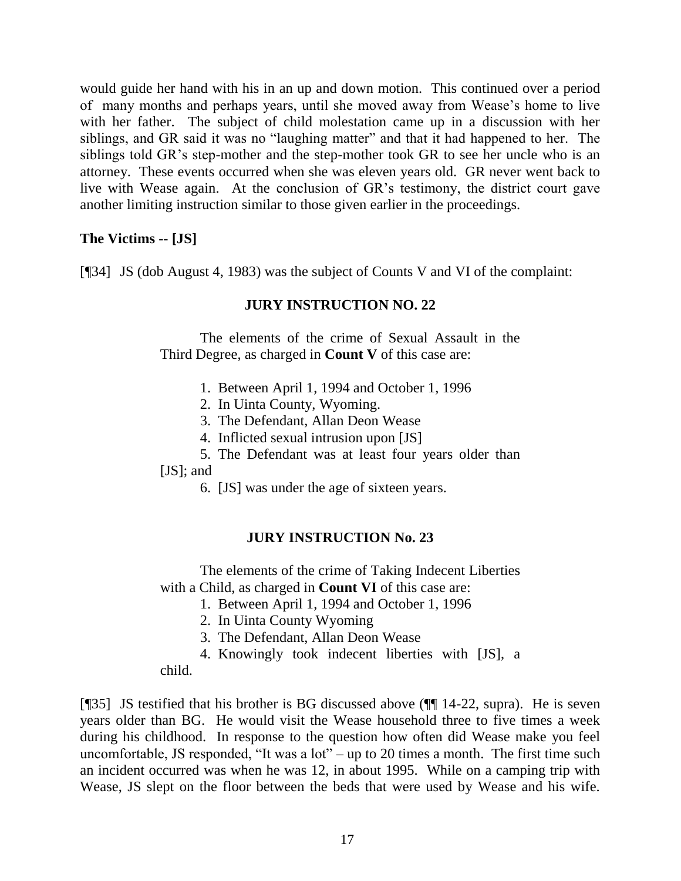would guide her hand with his in an up and down motion. This continued over a period of many months and perhaps years, until she moved away from Wease's home to live with her father. The subject of child molestation came up in a discussion with her siblings, and GR said it was no "laughing matter" and that it had happened to her. The siblings told GR's step-mother and the step-mother took GR to see her uncle who is an attorney. These events occurred when she was eleven years old. GR never went back to live with Wease again. At the conclusion of GR's testimony, the district court gave another limiting instruction similar to those given earlier in the proceedings.

**The Victims -- [JS]**

[¶34] JS (dob August 4, 1983) was the subject of Counts V and VI of the complaint:

**JURY INSTRUCTION NO. 22**

The elements of the crime of Sexual Assault in the Third Degree, as charged in **Count V** of this case are:

1. Between April 1, 1994 and October 1, 1996
2. In Uinta County, Wyoming.
3. The Defendant, Allan Deon Wease
4. Inflicted sexual intrusion upon [JS]
5. The Defendant was at least four years older than [JS]; and
6. [JS] was under the age of sixteen years.

**JURY INSTRUCTION No. 23**

The elements of the crime of Taking Indecent Liberties with a Child, as charged in **Count VI** of this case are:

1. Between April 1, 1994 and October 1, 1996
2. In Uinta County Wyoming
3. The Defendant, Allan Deon Wease
4. Knowingly took indecent liberties with [JS], a child.

[¶35] JS testified that his brother is BG discussed above (¶¶ 14-22, supra). He is seven years older than BG. He would visit the Wease household three to five times a week during his childhood. In response to the question how often did Wease make you feel uncomfortable, JS responded, "It was a lot" – up to 20 times a month. The first time such an incident occurred was when he was 12, in about 1995. While on a camping trip with Wease, JS slept on the floor between the beds that were used by Wease and his wife.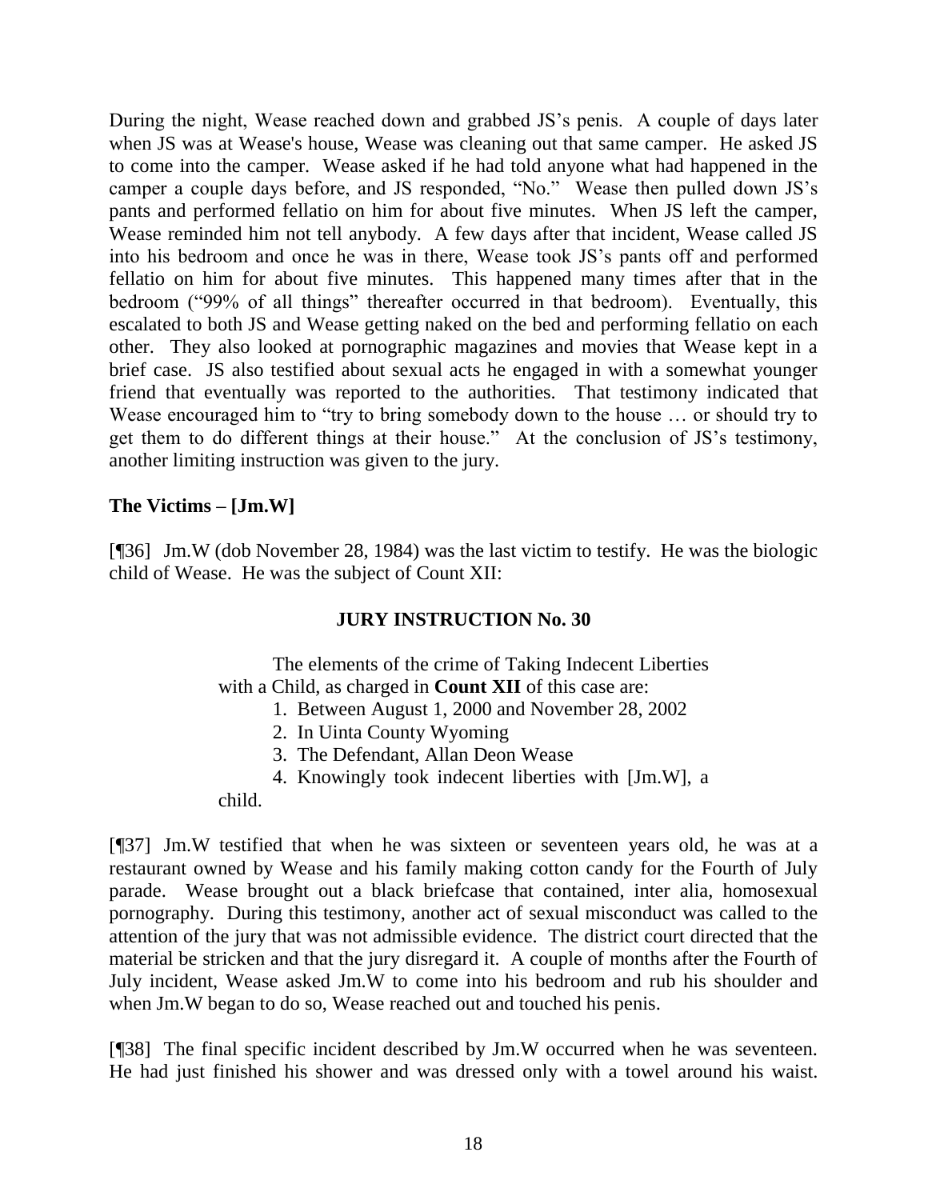During the night, Wease reached down and grabbed JS's penis. A couple of days later when JS was at Wease's house, Wease was cleaning out that same camper. He asked JS to come into the camper. Wease asked if he had told anyone what had happened in the camper a couple days before, and JS responded, "No." Wease then pulled down JS's pants and performed fellatio on him for about five minutes. When JS left the camper, Wease reminded him not tell anybody. A few days after that incident, Wease called JS into his bedroom and once he was in there, Wease took JS's pants off and performed fellatio on him for about five minutes. This happened many times after that in the bedroom ("99% of all things" thereafter occurred in that bedroom). Eventually, this escalated to both JS and Wease getting naked on the bed and performing fellatio on each other. They also looked at pornographic magazines and movies that Wease kept in a brief case. JS also testified about sexual acts he engaged in with a somewhat younger friend that eventually was reported to the authorities. That testimony indicated that Wease encouraged him to "try to bring somebody down to the house … or should try to get them to do different things at their house." At the conclusion of JS's testimony, another limiting instruction was given to the jury.

**The Victims – [Jm.W]**

[¶36] Jm.W (dob November 28, 1984) was the last victim to testify. He was the biologic child of Wease. He was the subject of Count XII:

> **JURY INSTRUCTION No. 30**
>
> The elements of the crime of Taking Indecent Liberties with a Child, as charged in **Count XII** of this case are:
>
> 1. Between August 1, 2000 and November 28, 2002
> 2. In Uinta County Wyoming
> 3. The Defendant, Allan Deon Wease
> 4. Knowingly took indecent liberties with [Jm.W], a child.

[¶37] Jm.W testified that when he was sixteen or seventeen years old, he was at a restaurant owned by Wease and his family making cotton candy for the Fourth of July parade. Wease brought out a black briefcase that contained, inter alia, homosexual pornography. During this testimony, another act of sexual misconduct was called to the attention of the jury that was not admissible evidence. The district court directed that the material be stricken and that the jury disregard it. A couple of months after the Fourth of July incident, Wease asked Jm.W to come into his bedroom and rub his shoulder and when Jm.W began to do so, Wease reached out and touched his penis.

[¶38] The final specific incident described by Jm.W occurred when he was seventeen. He had just finished his shower and was dressed only with a towel around his waist.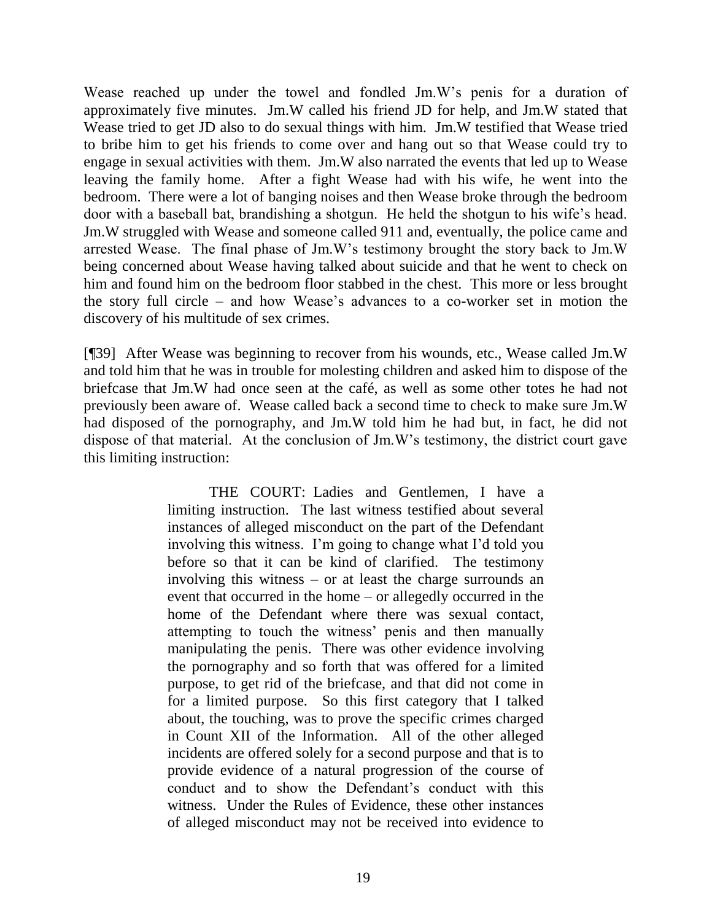Wease reached up under the towel and fondled Jm.W's penis for a duration of approximately five minutes. Jm.W called his friend JD for help, and Jm.W stated that Wease tried to get JD also to do sexual things with him. Jm.W testified that Wease tried to bribe him to get his friends to come over and hang out so that Wease could try to engage in sexual activities with them. Jm.W also narrated the events that led up to Wease leaving the family home. After a fight Wease had with his wife, he went into the bedroom. There were a lot of banging noises and then Wease broke through the bedroom door with a baseball bat, brandishing a shotgun. He held the shotgun to his wife's head. Jm.W struggled with Wease and someone called 911 and, eventually, the police came and arrested Wease. The final phase of Jm.W's testimony brought the story back to Jm.W being concerned about Wease having talked about suicide and that he went to check on him and found him on the bedroom floor stabbed in the chest. This more or less brought the story full circle – and how Wease's advances to a co-worker set in motion the discovery of his multitude of sex crimes.

[¶39] After Wease was beginning to recover from his wounds, etc., Wease called Jm.W and told him that he was in trouble for molesting children and asked him to dispose of the briefcase that Jm.W had once seen at the café, as well as some other totes he had not previously been aware of. Wease called back a second time to check to make sure Jm.W had disposed of the pornography, and Jm.W told him he had but, in fact, he did not dispose of that material. At the conclusion of Jm.W's testimony, the district court gave this limiting instruction:

> THE COURT: Ladies and Gentlemen, I have a limiting instruction. The last witness testified about several instances of alleged misconduct on the part of the Defendant involving this witness. I'm going to change what I'd told you before so that it can be kind of clarified. The testimony involving this witness – or at least the charge surrounds an event that occurred in the home – or allegedly occurred in the home of the Defendant where there was sexual contact, attempting to touch the witness' penis and then manually manipulating the penis. There was other evidence involving the pornography and so forth that was offered for a limited purpose, to get rid of the briefcase, and that did not come in for a limited purpose. So this first category that I talked about, the touching, was to prove the specific crimes charged in Count XII of the Information. All of the other alleged incidents are offered solely for a second purpose and that is to provide evidence of a natural progression of the course of conduct and to show the Defendant's conduct with this witness. Under the Rules of Evidence, these other instances of alleged misconduct may not be received into evidence to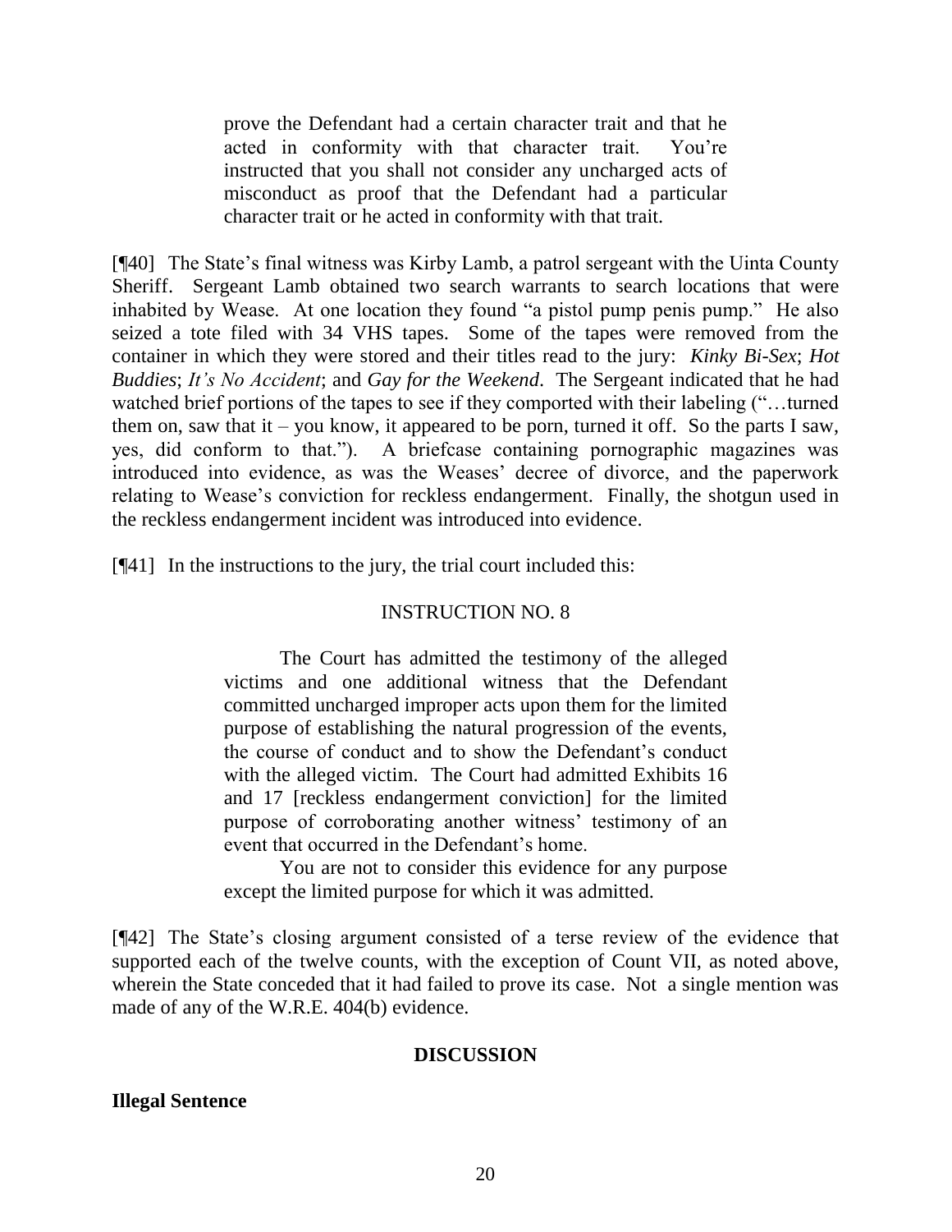> prove the Defendant had a certain character trait and that he acted in conformity with that character trait. You're instructed that you shall not consider any uncharged acts of misconduct as proof that the Defendant had a particular character trait or he acted in conformity with that trait.

[¶40] The State's final witness was Kirby Lamb, a patrol sergeant with the Uinta County Sheriff. Sergeant Lamb obtained two search warrants to search locations that were inhabited by Wease. At one location they found "a pistol pump penis pump." He also seized a tote filed with 34 VHS tapes. Some of the tapes were removed from the container in which they were stored and their titles read to the jury: *Kinky Bi-Sex*; *Hot Buddies*; *It's No Accident*; and *Gay for the Weekend*. The Sergeant indicated that he had watched brief portions of the tapes to see if they comported with their labeling ("…turned them on, saw that it – you know, it appeared to be porn, turned it off. So the parts I saw, yes, did conform to that."). A briefcase containing pornographic magazines was introduced into evidence, as was the Weases' decree of divorce, and the paperwork relating to Wease's conviction for reckless endangerment. Finally, the shotgun used in the reckless endangerment incident was introduced into evidence.

[¶41] In the instructions to the jury, the trial court included this:

> INSTRUCTION NO. 8
>
> The Court has admitted the testimony of the alleged victims and one additional witness that the Defendant committed uncharged improper acts upon them for the limited purpose of establishing the natural progression of the events, the course of conduct and to show the Defendant's conduct with the alleged victim. The Court had admitted Exhibits 16 and 17 [reckless endangerment conviction] for the limited purpose of corroborating another witness' testimony of an event that occurred in the Defendant's home.
>
> You are not to consider this evidence for any purpose except the limited purpose for which it was admitted.

[¶42] The State's closing argument consisted of a terse review of the evidence that supported each of the twelve counts, with the exception of Count VII, as noted above, wherein the State conceded that it had failed to prove its case. Not a single mention was made of any of the W.R.E. 404(b) evidence.

## DISCUSSION

### Illegal Sentence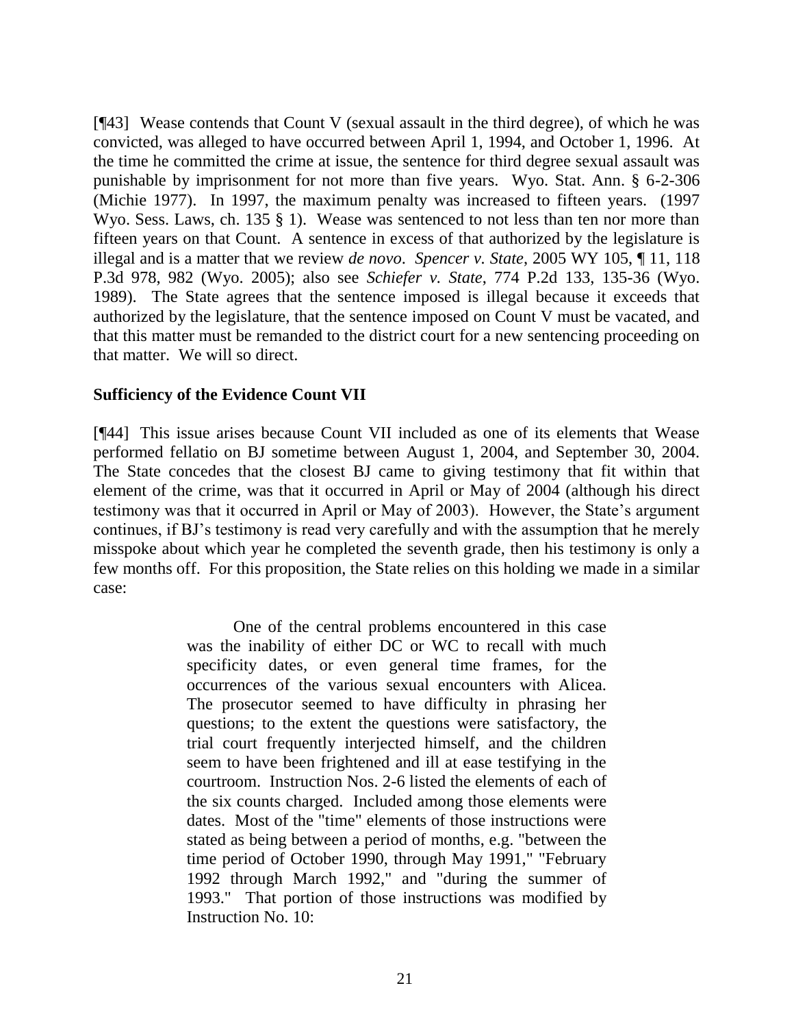[¶43] Wease contends that Count V (sexual assault in the third degree), of which he was convicted, was alleged to have occurred between April 1, 1994, and October 1, 1996. At the time he committed the crime at issue, the sentence for third degree sexual assault was punishable by imprisonment for not more than five years. Wyo. Stat. Ann. § 6-2-306 (Michie 1977). In 1997, the maximum penalty was increased to fifteen years. (1997 Wyo. Sess. Laws, ch. 135 § 1). Wease was sentenced to not less than ten nor more than fifteen years on that Count. A sentence in excess of that authorized by the legislature is illegal and is a matter that we review *de novo*. *Spencer v. State*, 2005 WY 105, ¶ 11, 118 P.3d 978, 982 (Wyo. 2005); also see *Schiefer v. State*, 774 P.2d 133, 135-36 (Wyo. 1989). The State agrees that the sentence imposed is illegal because it exceeds that authorized by the legislature, that the sentence imposed on Count V must be vacated, and that this matter must be remanded to the district court for a new sentencing proceeding on that matter. We will so direct.

**Sufficiency of the Evidence Count VII**

[¶44] This issue arises because Count VII included as one of its elements that Wease performed fellatio on BJ sometime between August 1, 2004, and September 30, 2004. The State concedes that the closest BJ came to giving testimony that fit within that element of the crime, was that it occurred in April or May of 2004 (although his direct testimony was that it occurred in April or May of 2003). However, the State's argument continues, if BJ's testimony is read very carefully and with the assumption that he merely misspoke about which year he completed the seventh grade, then his testimony is only a few months off. For this proposition, the State relies on this holding we made in a similar case:

> One of the central problems encountered in this case was the inability of either DC or WC to recall with much specificity dates, or even general time frames, for the occurrences of the various sexual encounters with Alicea. The prosecutor seemed to have difficulty in phrasing her questions; to the extent the questions were satisfactory, the trial court frequently interjected himself, and the children seem to have been frightened and ill at ease testifying in the courtroom. Instruction Nos. 2-6 listed the elements of each of the six counts charged. Included among those elements were dates. Most of the "time" elements of those instructions were stated as being between a period of months, e.g. "between the time period of October 1990, through May 1991," "February 1992 through March 1992," and "during the summer of 1993." That portion of those instructions was modified by Instruction No. 10: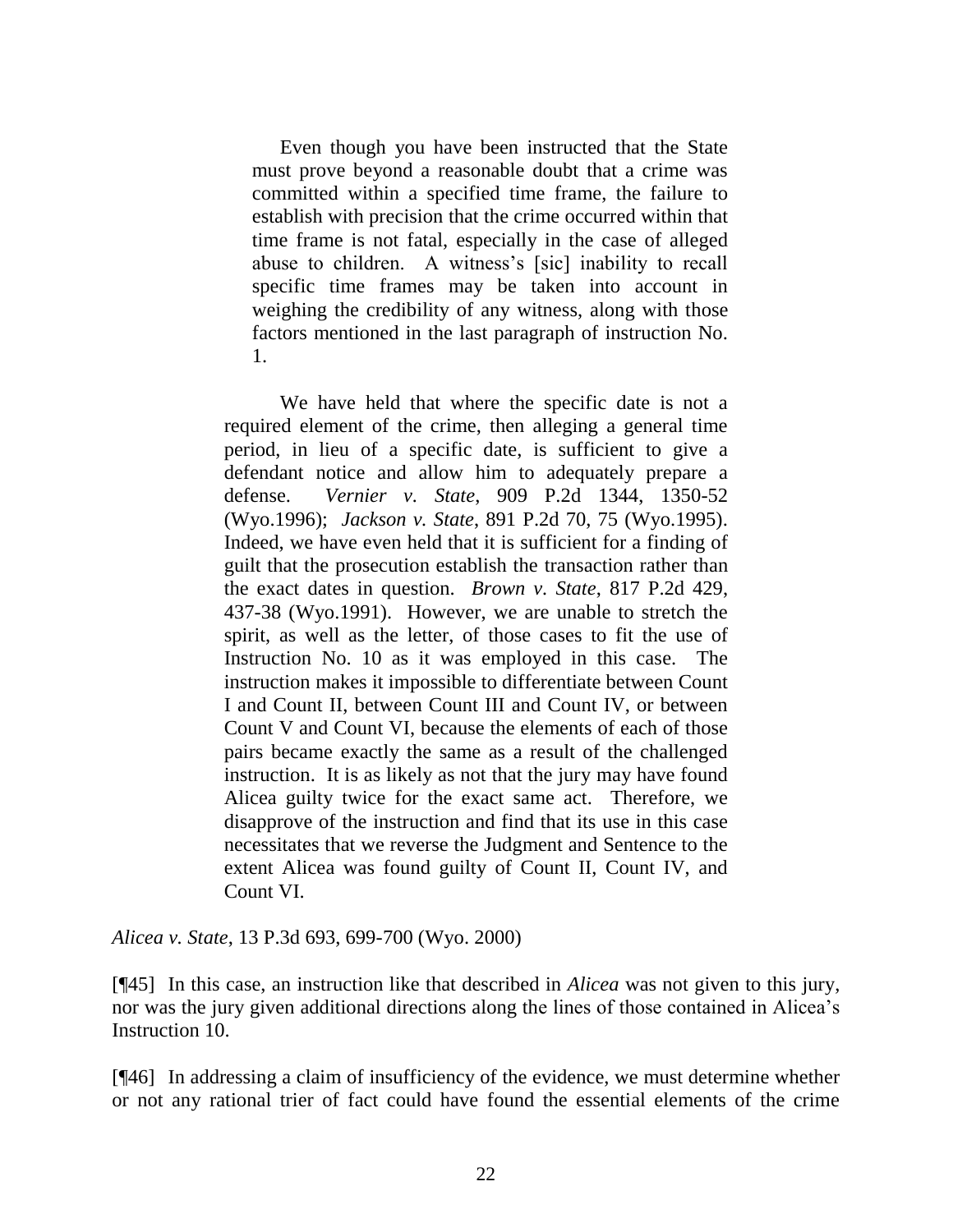> Even though you have been instructed that the State must prove beyond a reasonable doubt that a crime was committed within a specified time frame, the failure to establish with precision that the crime occurred within that time frame is not fatal, especially in the case of alleged abuse to children. A witness's [sic] inability to recall specific time frames may be taken into account in weighing the credibility of any witness, along with those factors mentioned in the last paragraph of instruction No. 1.
>
> We have held that where the specific date is not a required element of the crime, then alleging a general time period, in lieu of a specific date, is sufficient to give a defendant notice and allow him to adequately prepare a defense. *Vernier v. State*, 909 P.2d 1344, 1350-52 (Wyo.1996); *Jackson v. State*, 891 P.2d 70, 75 (Wyo.1995). Indeed, we have even held that it is sufficient for a finding of guilt that the prosecution establish the transaction rather than the exact dates in question. *Brown v. State*, 817 P.2d 429, 437-38 (Wyo.1991). However, we are unable to stretch the spirit, as well as the letter, of those cases to fit the use of Instruction No. 10 as it was employed in this case. The instruction makes it impossible to differentiate between Count I and Count II, between Count III and Count IV, or between Count V and Count VI, because the elements of each of those pairs became exactly the same as a result of the challenged instruction. It is as likely as not that the jury may have found Alicea guilty twice for the exact same act. Therefore, we disapprove of the instruction and find that its use in this case necessitates that we reverse the Judgment and Sentence to the extent Alicea was found guilty of Count II, Count IV, and Count VI.

*Alicea v. State*, 13 P.3d 693, 699-700 (Wyo. 2000)

[¶45] In this case, an instruction like that described in *Alicea* was not given to this jury, nor was the jury given additional directions along the lines of those contained in Alicea's Instruction 10.

[¶46] In addressing a claim of insufficiency of the evidence, we must determine whether or not any rational trier of fact could have found the essential elements of the crime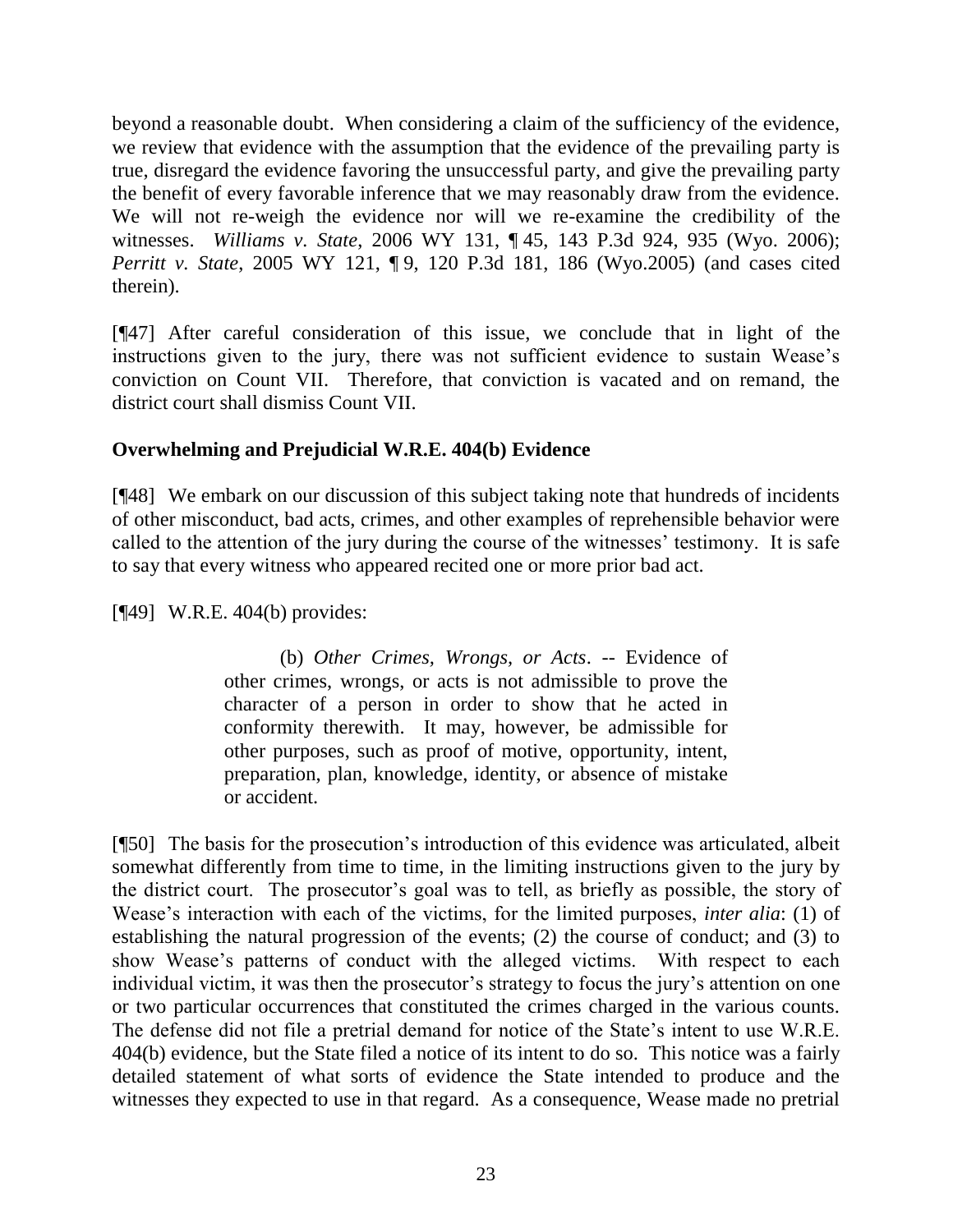beyond a reasonable doubt. When considering a claim of the sufficiency of the evidence, we review that evidence with the assumption that the evidence of the prevailing party is true, disregard the evidence favoring the unsuccessful party, and give the prevailing party the benefit of every favorable inference that we may reasonably draw from the evidence. We will not re-weigh the evidence nor will we re-examine the credibility of the witnesses. *Williams v. State*, 2006 WY 131, ¶ 45, 143 P.3d 924, 935 (Wyo. 2006); *Perritt v. State*, 2005 WY 121, ¶ 9, 120 P.3d 181, 186 (Wyo.2005) (and cases cited therein).

[¶47] After careful consideration of this issue, we conclude that in light of the instructions given to the jury, there was not sufficient evidence to sustain Wease's conviction on Count VII. Therefore, that conviction is vacated and on remand, the district court shall dismiss Count VII.

**Overwhelming and Prejudicial W.R.E. 404(b) Evidence**

[¶48] We embark on our discussion of this subject taking note that hundreds of incidents of other misconduct, bad acts, crimes, and other examples of reprehensible behavior were called to the attention of the jury during the course of the witnesses' testimony. It is safe to say that every witness who appeared recited one or more prior bad act.

[¶49] W.R.E. 404(b) provides:

> (b) *Other Crimes, Wrongs, or Acts*. -- Evidence of other crimes, wrongs, or acts is not admissible to prove the character of a person in order to show that he acted in conformity therewith. It may, however, be admissible for other purposes, such as proof of motive, opportunity, intent, preparation, plan, knowledge, identity, or absence of mistake or accident.

[¶50] The basis for the prosecution's introduction of this evidence was articulated, albeit somewhat differently from time to time, in the limiting instructions given to the jury by the district court. The prosecutor's goal was to tell, as briefly as possible, the story of Wease's interaction with each of the victims, for the limited purposes, *inter alia*: (1) of establishing the natural progression of the events; (2) the course of conduct; and (3) to show Wease's patterns of conduct with the alleged victims. With respect to each individual victim, it was then the prosecutor's strategy to focus the jury's attention on one or two particular occurrences that constituted the crimes charged in the various counts. The defense did not file a pretrial demand for notice of the State's intent to use W.R.E. 404(b) evidence, but the State filed a notice of its intent to do so. This notice was a fairly detailed statement of what sorts of evidence the State intended to produce and the witnesses they expected to use in that regard. As a consequence, Wease made no pretrial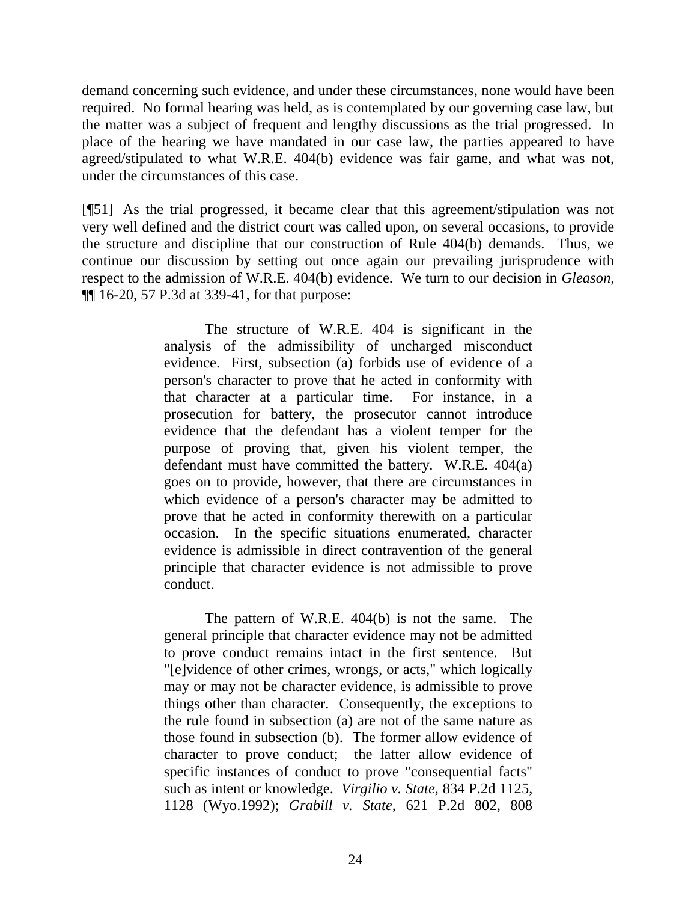demand concerning such evidence, and under these circumstances, none would have been required. No formal hearing was held, as is contemplated by our governing case law, but the matter was a subject of frequent and lengthy discussions as the trial progressed. In place of the hearing we have mandated in our case law, the parties appeared to have agreed/stipulated to what W.R.E. 404(b) evidence was fair game, and what was not, under the circumstances of this case.

[¶51] As the trial progressed, it became clear that this agreement/stipulation was not very well defined and the district court was called upon, on several occasions, to provide the structure and discipline that our construction of Rule 404(b) demands. Thus, we continue our discussion by setting out once again our prevailing jurisprudence with respect to the admission of W.R.E. 404(b) evidence. We turn to our decision in *Gleason*, ¶¶ 16-20, 57 P.3d at 339-41, for that purpose:

> The structure of W.R.E. 404 is significant in the analysis of the admissibility of uncharged misconduct evidence. First, subsection (a) forbids use of evidence of a person's character to prove that he acted in conformity with that character at a particular time. For instance, in a prosecution for battery, the prosecutor cannot introduce evidence that the defendant has a violent temper for the purpose of proving that, given his violent temper, the defendant must have committed the battery. W.R.E. 404(a) goes on to provide, however, that there are circumstances in which evidence of a person's character may be admitted to prove that he acted in conformity therewith on a particular occasion. In the specific situations enumerated, character evidence is admissible in direct contravention of the general principle that character evidence is not admissible to prove conduct.
>
> The pattern of W.R.E. 404(b) is not the same. The general principle that character evidence may not be admitted to prove conduct remains intact in the first sentence. But "[e]vidence of other crimes, wrongs, or acts," which logically may or may not be character evidence, is admissible to prove things other than character. Consequently, the exceptions to the rule found in subsection (a) are not of the same nature as those found in subsection (b). The former allow evidence of character to prove conduct; the latter allow evidence of specific instances of conduct to prove "consequential facts" such as intent or knowledge. *Virgilio v. State*, 834 P.2d 1125, 1128 (Wyo.1992); *Grabill v. State*, 621 P.2d 802, 808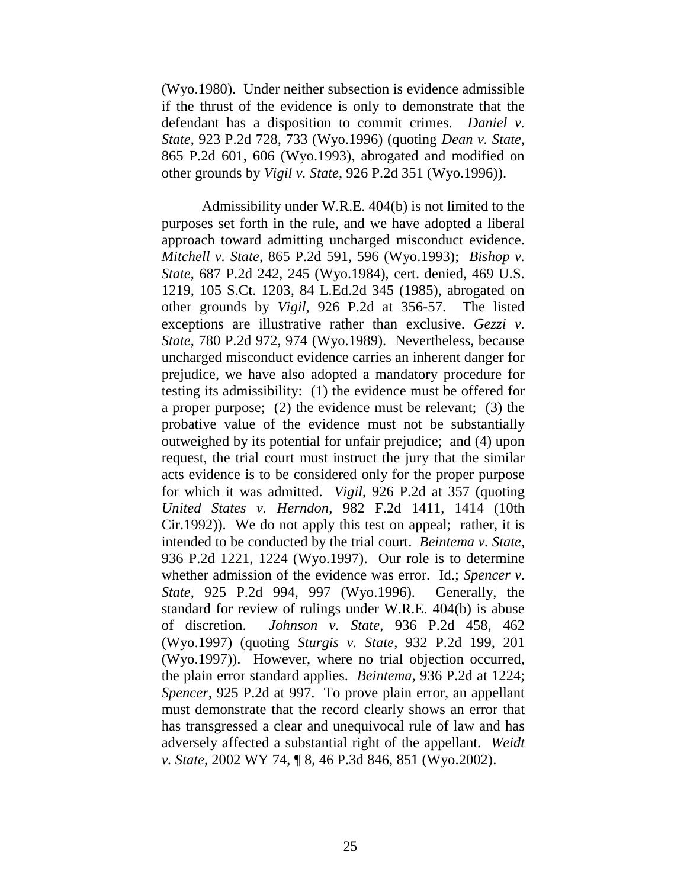(Wyo.1980). Under neither subsection is evidence admissible if the thrust of the evidence is only to demonstrate that the defendant has a disposition to commit crimes. *Daniel v. State*, 923 P.2d 728, 733 (Wyo.1996) (quoting *Dean v. State*, 865 P.2d 601, 606 (Wyo.1993), abrogated and modified on other grounds by *Vigil v. State*, 926 P.2d 351 (Wyo.1996)).

Admissibility under W.R.E. 404(b) is not limited to the purposes set forth in the rule, and we have adopted a liberal approach toward admitting uncharged misconduct evidence. *Mitchell v. State*, 865 P.2d 591, 596 (Wyo.1993); *Bishop v. State*, 687 P.2d 242, 245 (Wyo.1984), cert. denied, 469 U.S. 1219, 105 S.Ct. 1203, 84 L.Ed.2d 345 (1985), abrogated on other grounds by *Vigil*, 926 P.2d at 356-57. The listed exceptions are illustrative rather than exclusive. *Gezzi v. State*, 780 P.2d 972, 974 (Wyo.1989). Nevertheless, because uncharged misconduct evidence carries an inherent danger for prejudice, we have also adopted a mandatory procedure for testing its admissibility: (1) the evidence must be offered for a proper purpose; (2) the evidence must be relevant; (3) the probative value of the evidence must not be substantially outweighed by its potential for unfair prejudice; and (4) upon request, the trial court must instruct the jury that the similar acts evidence is to be considered only for the proper purpose for which it was admitted. *Vigil*, 926 P.2d at 357 (quoting *United States v. Herndon*, 982 F.2d 1411, 1414 (10th Cir.1992)). We do not apply this test on appeal; rather, it is intended to be conducted by the trial court. *Beintema v. State*, 936 P.2d 1221, 1224 (Wyo.1997). Our role is to determine whether admission of the evidence was error. Id.; *Spencer v. State*, 925 P.2d 994, 997 (Wyo.1996). Generally, the standard for review of rulings under W.R.E. 404(b) is abuse of discretion. *Johnson v. State*, 936 P.2d 458, 462 (Wyo.1997) (quoting *Sturgis v. State*, 932 P.2d 199, 201 (Wyo.1997)). However, where no trial objection occurred, the plain error standard applies. *Beintema*, 936 P.2d at 1224; *Spencer*, 925 P.2d at 997. To prove plain error, an appellant must demonstrate that the record clearly shows an error that has transgressed a clear and unequivocal rule of law and has adversely affected a substantial right of the appellant. *Weidt v. State*, 2002 WY 74, ¶ 8, 46 P.3d 846, 851 (Wyo.2002).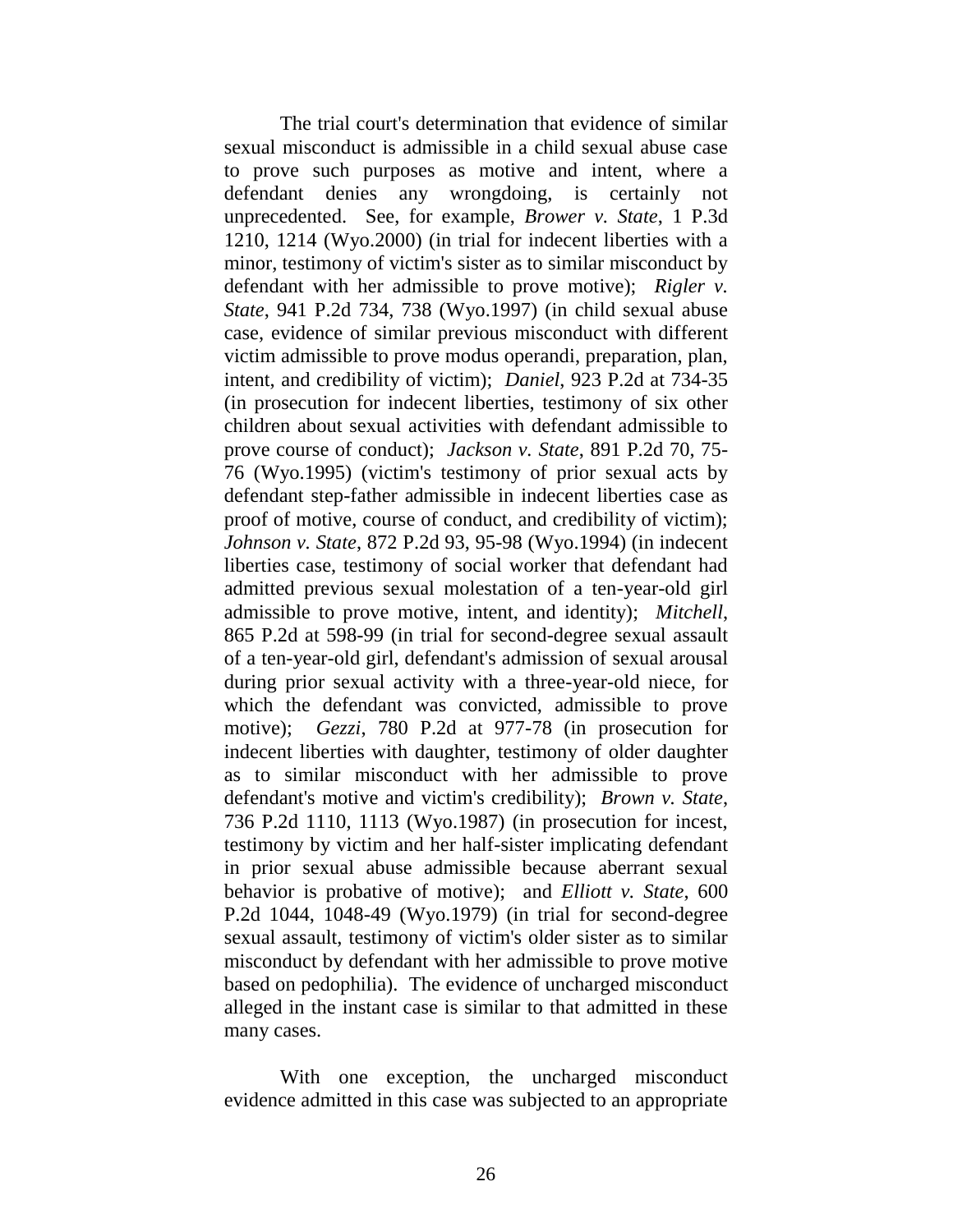The trial court's determination that evidence of similar sexual misconduct is admissible in a child sexual abuse case to prove such purposes as motive and intent, where a defendant denies any wrongdoing, is certainly not unprecedented. See, for example, *Brower v. State*, 1 P.3d 1210, 1214 (Wyo.2000) (in trial for indecent liberties with a minor, testimony of victim's sister as to similar misconduct by defendant with her admissible to prove motive); *Rigler v. State*, 941 P.2d 734, 738 (Wyo.1997) (in child sexual abuse case, evidence of similar previous misconduct with different victim admissible to prove modus operandi, preparation, plan, intent, and credibility of victim); *Daniel*, 923 P.2d at 734-35 (in prosecution for indecent liberties, testimony of six other children about sexual activities with defendant admissible to prove course of conduct); *Jackson v. State*, 891 P.2d 70, 75-76 (Wyo.1995) (victim's testimony of prior sexual acts by defendant step-father admissible in indecent liberties case as proof of motive, course of conduct, and credibility of victim); *Johnson v. State*, 872 P.2d 93, 95-98 (Wyo.1994) (in indecent liberties case, testimony of social worker that defendant had admitted previous sexual molestation of a ten-year-old girl admissible to prove motive, intent, and identity); *Mitchell*, 865 P.2d at 598-99 (in trial for second-degree sexual assault of a ten-year-old girl, defendant's admission of sexual arousal during prior sexual activity with a three-year-old niece, for which the defendant was convicted, admissible to prove motive); *Gezzi*, 780 P.2d at 977-78 (in prosecution for indecent liberties with daughter, testimony of older daughter as to similar misconduct with her admissible to prove defendant's motive and victim's credibility); *Brown v. State*, 736 P.2d 1110, 1113 (Wyo.1987) (in prosecution for incest, testimony by victim and her half-sister implicating defendant in prior sexual abuse admissible because aberrant sexual behavior is probative of motive); and *Elliott v. State*, 600 P.2d 1044, 1048-49 (Wyo.1979) (in trial for second-degree sexual assault, testimony of victim's older sister as to similar misconduct by defendant with her admissible to prove motive based on pedophilia). The evidence of uncharged misconduct alleged in the instant case is similar to that admitted in these many cases.

With one exception, the uncharged misconduct evidence admitted in this case was subjected to an appropriate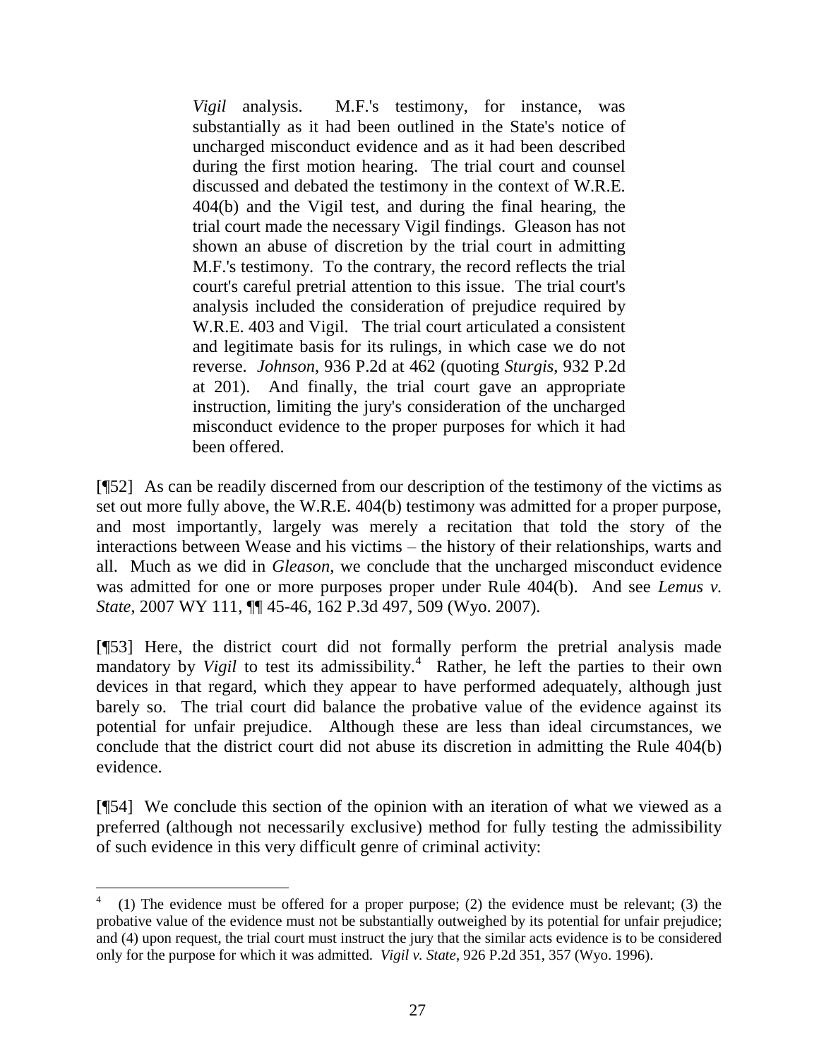> *Vigil* analysis. M.F.'s testimony, for instance, was substantially as it had been outlined in the State's notice of uncharged misconduct evidence and as it had been described during the first motion hearing. The trial court and counsel discussed and debated the testimony in the context of W.R.E. 404(b) and the Vigil test, and during the final hearing, the trial court made the necessary Vigil findings. Gleason has not shown an abuse of discretion by the trial court in admitting M.F.'s testimony. To the contrary, the record reflects the trial court's careful pretrial attention to this issue. The trial court's analysis included the consideration of prejudice required by W.R.E. 403 and Vigil. The trial court articulated a consistent and legitimate basis for its rulings, in which case we do not reverse. *Johnson*, 936 P.2d at 462 (quoting *Sturgis*, 932 P.2d at 201). And finally, the trial court gave an appropriate instruction, limiting the jury's consideration of the uncharged misconduct evidence to the proper purposes for which it had been offered.

[¶52] As can be readily discerned from our description of the testimony of the victims as set out more fully above, the W.R.E. 404(b) testimony was admitted for a proper purpose, and most importantly, largely was merely a recitation that told the story of the interactions between Wease and his victims – the history of their relationships, warts and all. Much as we did in *Gleason*, we conclude that the uncharged misconduct evidence was admitted for one or more purposes proper under Rule 404(b). And see *Lemus v. State*, 2007 WY 111, ¶¶ 45-46, 162 P.3d 497, 509 (Wyo. 2007).

[¶53] Here, the district court did not formally perform the pretrial analysis made mandatory by *Vigil* to test its admissibility.[4] Rather, he left the parties to their own devices in that regard, which they appear to have performed adequately, although just barely so. The trial court did balance the probative value of the evidence against its potential for unfair prejudice. Although these are less than ideal circumstances, we conclude that the district court did not abuse its discretion in admitting the Rule 404(b) evidence.

[¶54] We conclude this section of the opinion with an iteration of what we viewed as a preferred (although not necessarily exclusive) method for fully testing the admissibility of such evidence in this very difficult genre of criminal activity:

---

[4] (1) The evidence must be offered for a proper purpose; (2) the evidence must be relevant; (3) the probative value of the evidence must not be substantially outweighed by its potential for unfair prejudice; and (4) upon request, the trial court must instruct the jury that the similar acts evidence is to be considered only for the purpose for which it was admitted. *Vigil v. State*, 926 P.2d 351, 357 (Wyo. 1996).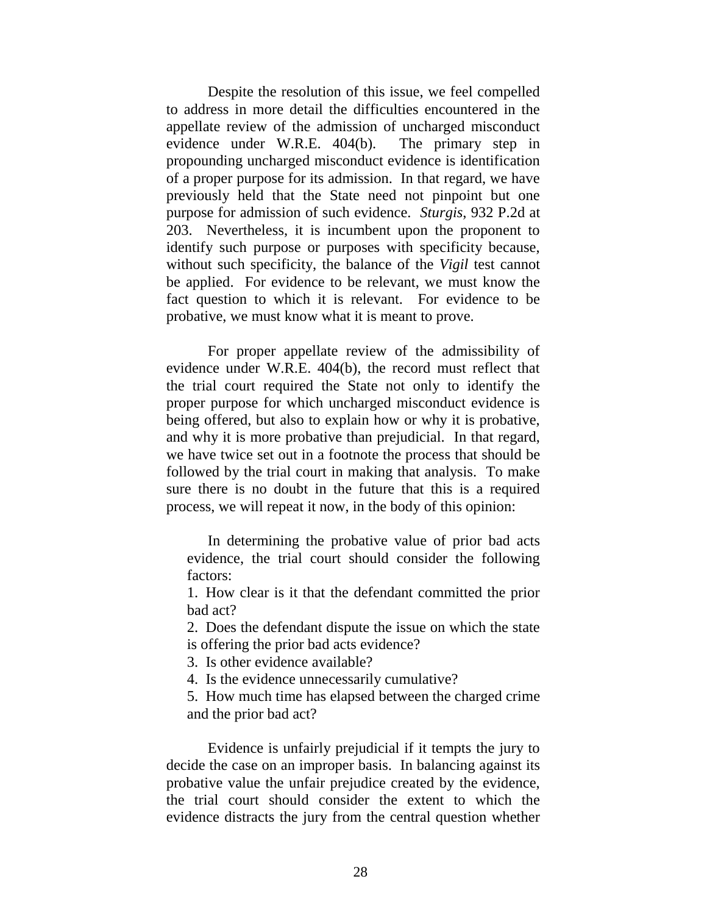Despite the resolution of this issue, we feel compelled to address in more detail the difficulties encountered in the appellate review of the admission of uncharged misconduct evidence under W.R.E. 404(b). The primary step in propounding uncharged misconduct evidence is identification of a proper purpose for its admission. In that regard, we have previously held that the State need not pinpoint but one purpose for admission of such evidence. *Sturgis*, 932 P.2d at 203. Nevertheless, it is incumbent upon the proponent to identify such purpose or purposes with specificity because, without such specificity, the balance of the *Vigil* test cannot be applied. For evidence to be relevant, we must know the fact question to which it is relevant. For evidence to be probative, we must know what it is meant to prove.

For proper appellate review of the admissibility of evidence under W.R.E. 404(b), the record must reflect that the trial court required the State not only to identify the proper purpose for which uncharged misconduct evidence is being offered, but also to explain how or why it is probative, and why it is more probative than prejudicial. In that regard, we have twice set out in a footnote the process that should be followed by the trial court in making that analysis. To make sure there is no doubt in the future that this is a required process, we will repeat it now, in the body of this opinion:

> In determining the probative value of prior bad acts evidence, the trial court should consider the following factors:
>
> 1. How clear is it that the defendant committed the prior bad act?
> 2. Does the defendant dispute the issue on which the state is offering the prior bad acts evidence?
> 3. Is other evidence available?
> 4. Is the evidence unnecessarily cumulative?
> 5. How much time has elapsed between the charged crime and the prior bad act?

Evidence is unfairly prejudicial if it tempts the jury to decide the case on an improper basis. In balancing against its probative value the unfair prejudice created by the evidence, the trial court should consider the extent to which the evidence distracts the jury from the central question whether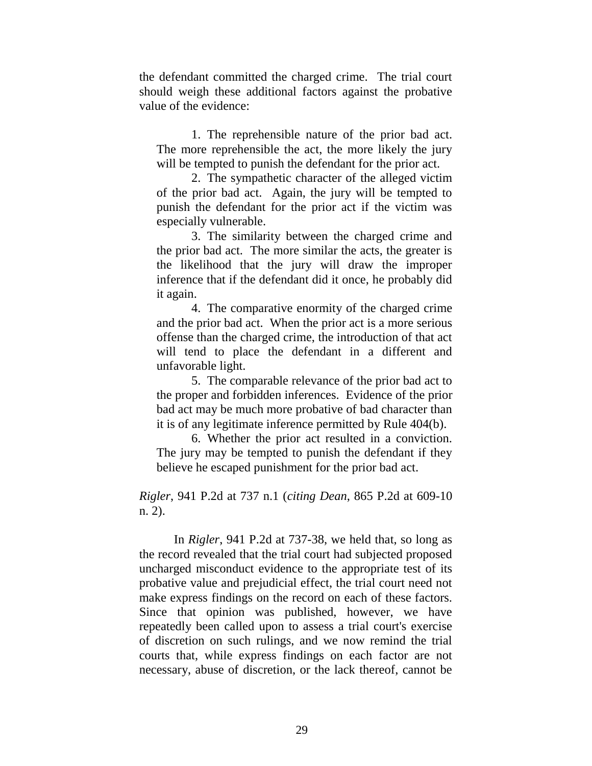the defendant committed the charged crime. The trial court should weigh these additional factors against the probative value of the evidence:

> 1. The reprehensible nature of the prior bad act. The more reprehensible the act, the more likely the jury will be tempted to punish the defendant for the prior act.
>
> 2. The sympathetic character of the alleged victim of the prior bad act. Again, the jury will be tempted to punish the defendant for the prior act if the victim was especially vulnerable.
>
> 3. The similarity between the charged crime and the prior bad act. The more similar the acts, the greater is the likelihood that the jury will draw the improper inference that if the defendant did it once, he probably did it again.
>
> 4. The comparative enormity of the charged crime and the prior bad act. When the prior act is a more serious offense than the charged crime, the introduction of that act will tend to place the defendant in a different and unfavorable light.
>
> 5. The comparable relevance of the prior bad act to the proper and forbidden inferences. Evidence of the prior bad act may be much more probative of bad character than it is of any legitimate inference permitted by Rule 404(b).
>
> 6. Whether the prior act resulted in a conviction. The jury may be tempted to punish the defendant if they believe he escaped punishment for the prior bad act.

*Rigler*, 941 P.2d at 737 n.1 (*citing Dean*, 865 P.2d at 609-10 n. 2).

In *Rigler*, 941 P.2d at 737-38, we held that, so long as the record revealed that the trial court had subjected proposed uncharged misconduct evidence to the appropriate test of its probative value and prejudicial effect, the trial court need not make express findings on the record on each of these factors. Since that opinion was published, however, we have repeatedly been called upon to assess a trial court's exercise of discretion on such rulings, and we now remind the trial courts that, while express findings on each factor are not necessary, abuse of discretion, or the lack thereof, cannot be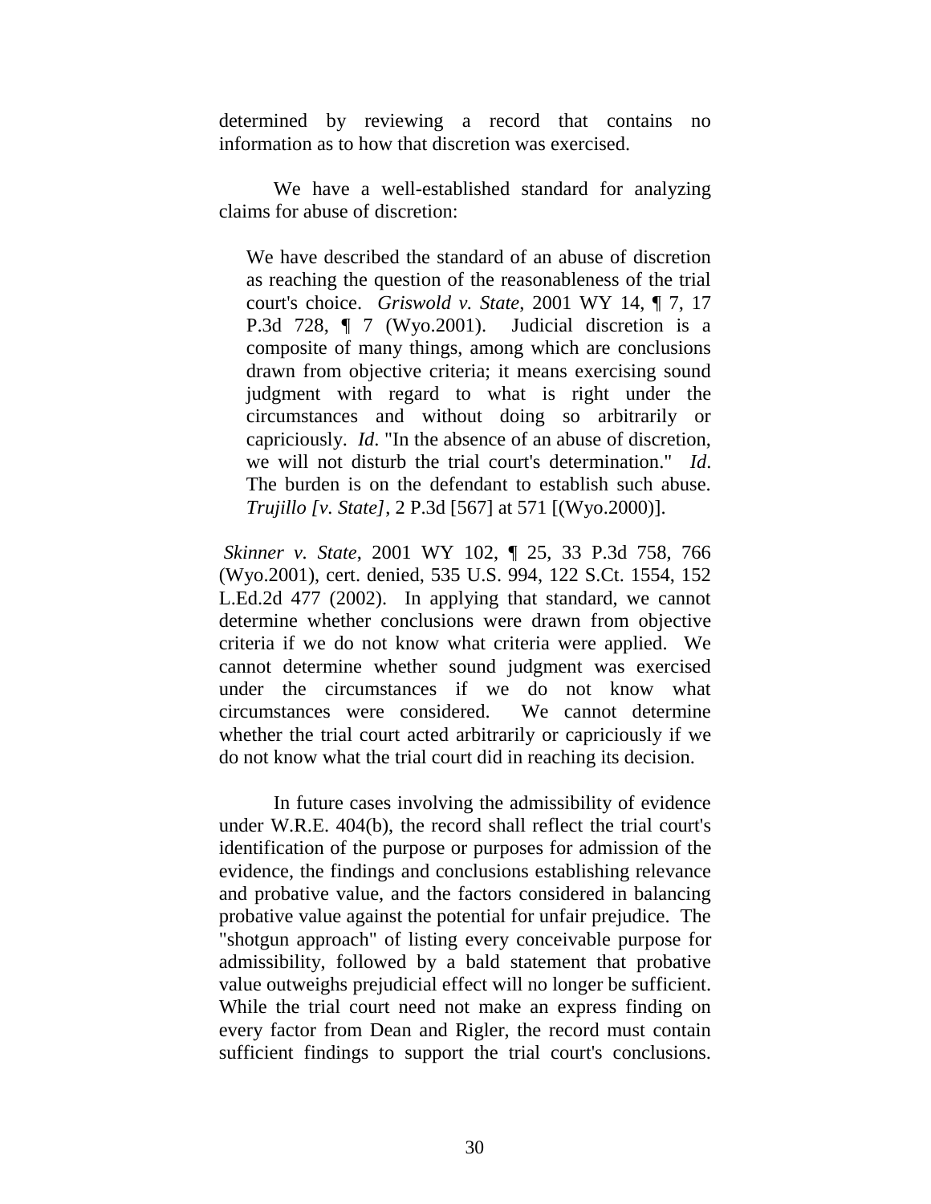determined by reviewing a record that contains no information as to how that discretion was exercised.

We have a well-established standard for analyzing claims for abuse of discretion:

> We have described the standard of an abuse of discretion as reaching the question of the reasonableness of the trial court's choice. *Griswold v. State*, 2001 WY 14, ¶ 7, 17 P.3d 728, ¶ 7 (Wyo.2001). Judicial discretion is a composite of many things, among which are conclusions drawn from objective criteria; it means exercising sound judgment with regard to what is right under the circumstances and without doing so arbitrarily or capriciously. *Id*. "In the absence of an abuse of discretion, we will not disturb the trial court's determination." *Id*. The burden is on the defendant to establish such abuse. *Trujillo [v. State]*, 2 P.3d [567] at 571 [(Wyo.2000)].

*Skinner v. State*, 2001 WY 102, ¶ 25, 33 P.3d 758, 766 (Wyo.2001), cert. denied, 535 U.S. 994, 122 S.Ct. 1554, 152 L.Ed.2d 477 (2002). In applying that standard, we cannot determine whether conclusions were drawn from objective criteria if we do not know what criteria were applied. We cannot determine whether sound judgment was exercised under the circumstances if we do not know what circumstances were considered. We cannot determine whether the trial court acted arbitrarily or capriciously if we do not know what the trial court did in reaching its decision.

In future cases involving the admissibility of evidence under W.R.E. 404(b), the record shall reflect the trial court's identification of the purpose or purposes for admission of the evidence, the findings and conclusions establishing relevance and probative value, and the factors considered in balancing probative value against the potential for unfair prejudice. The "shotgun approach" of listing every conceivable purpose for admissibility, followed by a bald statement that probative value outweighs prejudicial effect will no longer be sufficient. While the trial court need not make an express finding on every factor from Dean and Rigler, the record must contain sufficient findings to support the trial court's conclusions.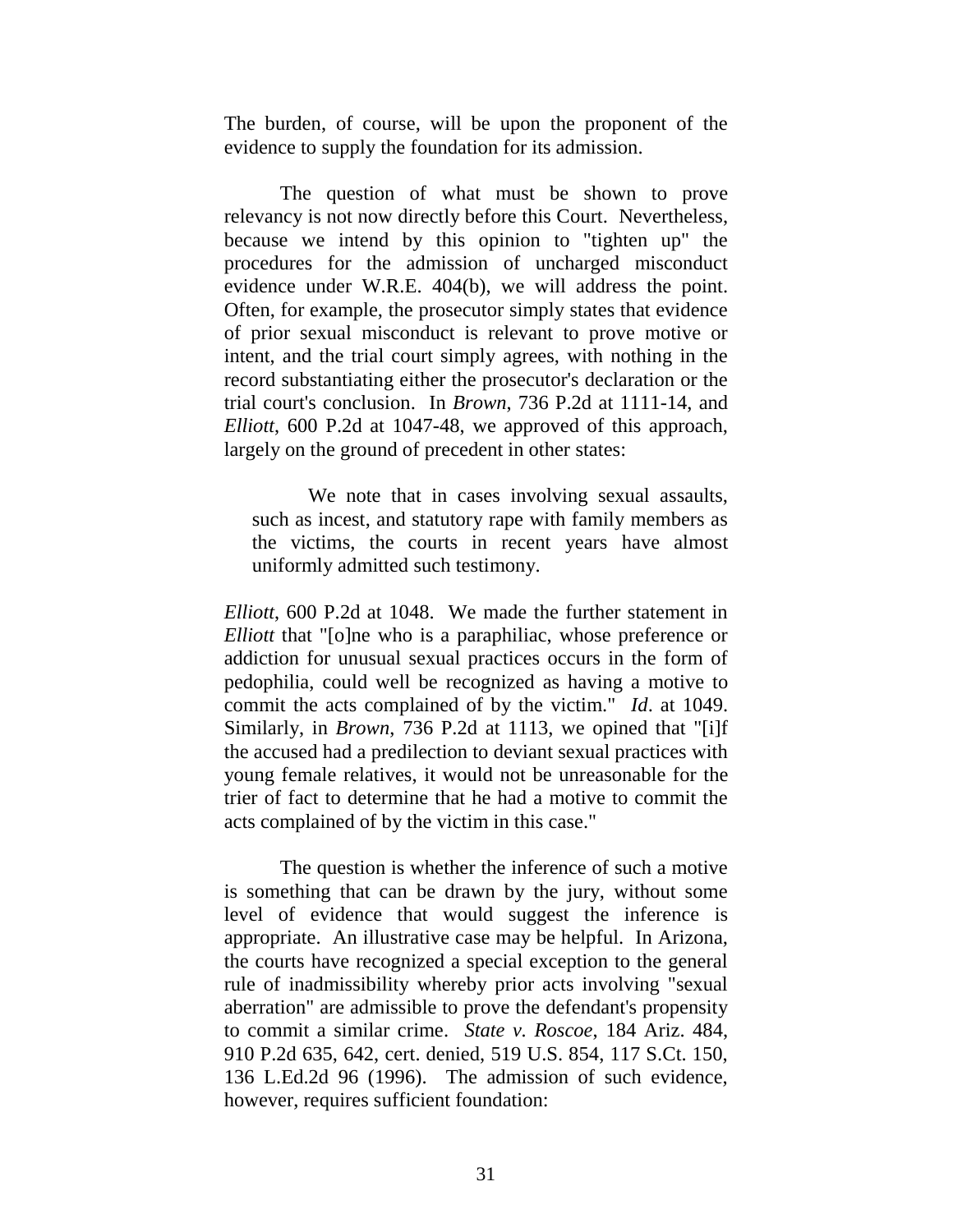The burden, of course, will be upon the proponent of the evidence to supply the foundation for its admission.

The question of what must be shown to prove relevancy is not now directly before this Court. Nevertheless, because we intend by this opinion to "tighten up" the procedures for the admission of uncharged misconduct evidence under W.R.E. 404(b), we will address the point. Often, for example, the prosecutor simply states that evidence of prior sexual misconduct is relevant to prove motive or intent, and the trial court simply agrees, with nothing in the record substantiating either the prosecutor's declaration or the trial court's conclusion. In *Brown*, 736 P.2d at 1111-14, and *Elliott*, 600 P.2d at 1047-48, we approved of this approach, largely on the ground of precedent in other states:

> We note that in cases involving sexual assaults, such as incest, and statutory rape with family members as the victims, the courts in recent years have almost uniformly admitted such testimony.

*Elliott*, 600 P.2d at 1048. We made the further statement in *Elliott* that "[o]ne who is a paraphiliac, whose preference or addiction for unusual sexual practices occurs in the form of pedophilia, could well be recognized as having a motive to commit the acts complained of by the victim." *Id*. at 1049. Similarly, in *Brown*, 736 P.2d at 1113, we opined that "[i]f the accused had a predilection to deviant sexual practices with young female relatives, it would not be unreasonable for the trier of fact to determine that he had a motive to commit the acts complained of by the victim in this case."

The question is whether the inference of such a motive is something that can be drawn by the jury, without some level of evidence that would suggest the inference is appropriate. An illustrative case may be helpful. In Arizona, the courts have recognized a special exception to the general rule of inadmissibility whereby prior acts involving "sexual aberration" are admissible to prove the defendant's propensity to commit a similar crime. *State v. Roscoe*, 184 Ariz. 484, 910 P.2d 635, 642, cert. denied, 519 U.S. 854, 117 S.Ct. 150, 136 L.Ed.2d 96 (1996). The admission of such evidence, however, requires sufficient foundation: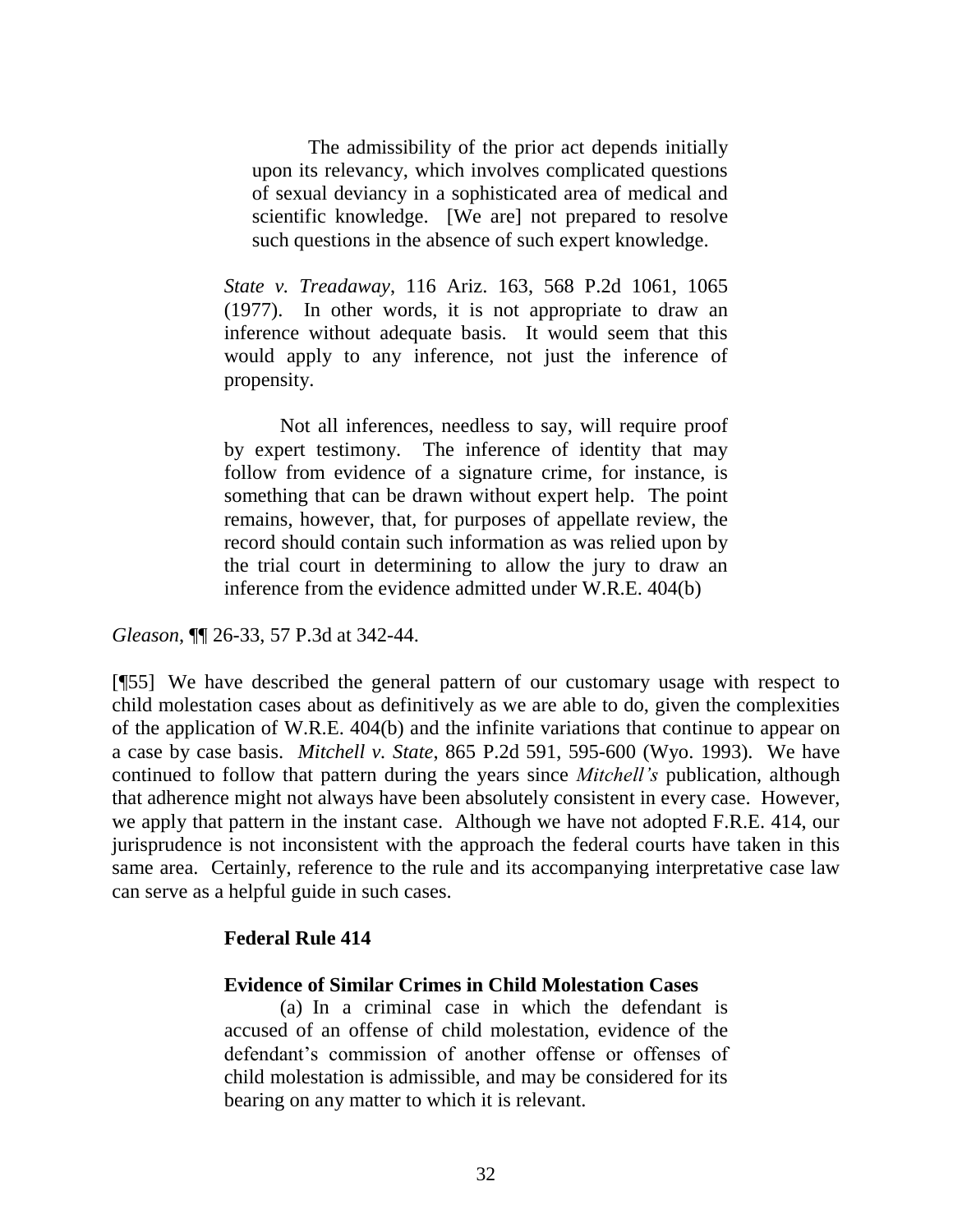> The admissibility of the prior act depends initially upon its relevancy, which involves complicated questions of sexual deviancy in a sophisticated area of medical and scientific knowledge. [We are] not prepared to resolve such questions in the absence of such expert knowledge.
>
> *State v. Treadaway*, 116 Ariz. 163, 568 P.2d 1061, 1065 (1977). In other words, it is not appropriate to draw an inference without adequate basis. It would seem that this would apply to any inference, not just the inference of propensity.
>
> Not all inferences, needless to say, will require proof by expert testimony. The inference of identity that may follow from evidence of a signature crime, for instance, is something that can be drawn without expert help. The point remains, however, that, for purposes of appellate review, the record should contain such information as was relied upon by the trial court in determining to allow the jury to draw an inference from the evidence admitted under W.R.E. 404(b)

*Gleason*, ¶¶ 26-33, 57 P.3d at 342-44.

[¶55] We have described the general pattern of our customary usage with respect to child molestation cases about as definitively as we are able to do, given the complexities of the application of W.R.E. 404(b) and the infinite variations that continue to appear on a case by case basis. *Mitchell v. State*, 865 P.2d 591, 595-600 (Wyo. 1993). We have continued to follow that pattern during the years since *Mitchell's* publication, although that adherence might not always have been absolutely consistent in every case. However, we apply that pattern in the instant case. Although we have not adopted F.R.E. 414, our jurisprudence is not inconsistent with the approach the federal courts have taken in this same area. Certainly, reference to the rule and its accompanying interpretative case law can serve as a helpful guide in such cases.

> **Federal Rule 414**
>
> **Evidence of Similar Crimes in Child Molestation Cases**
>
> (a) In a criminal case in which the defendant is accused of an offense of child molestation, evidence of the defendant's commission of another offense or offenses of child molestation is admissible, and may be considered for its bearing on any matter to which it is relevant.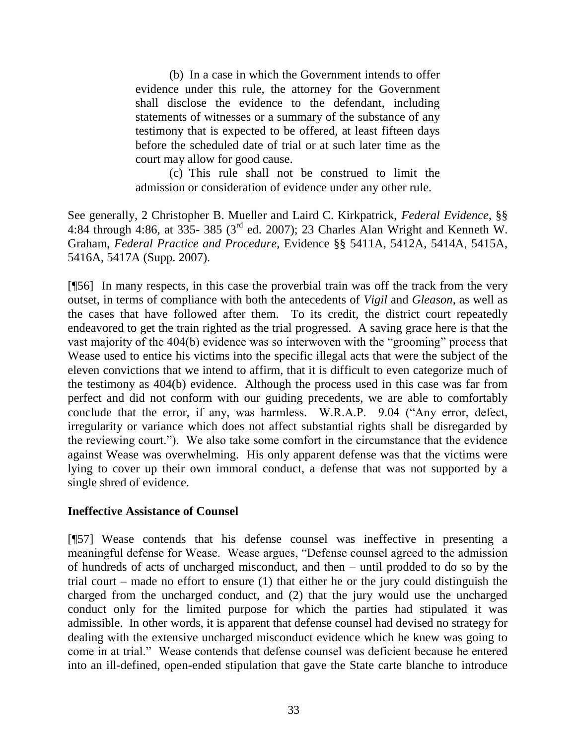> (b) In a case in which the Government intends to offer evidence under this rule, the attorney for the Government shall disclose the evidence to the defendant, including statements of witnesses or a summary of the substance of any testimony that is expected to be offered, at least fifteen days before the scheduled date of trial or at such later time as the court may allow for good cause.
>
> (c) This rule shall not be construed to limit the admission or consideration of evidence under any other rule.

See generally, 2 Christopher B. Mueller and Laird C. Kirkpatrick, *Federal Evidence*, §§ 4:84 through 4:86, at 335- 385 (3rd ed. 2007); 23 Charles Alan Wright and Kenneth W. Graham, *Federal Practice and Procedure*, Evidence §§ 5411A, 5412A, 5414A, 5415A, 5416A, 5417A (Supp. 2007).

[¶56] In many respects, in this case the proverbial train was off the track from the very outset, in terms of compliance with both the antecedents of *Vigil* and *Gleason*, as well as the cases that have followed after them. To its credit, the district court repeatedly endeavored to get the train righted as the trial progressed. A saving grace here is that the vast majority of the 404(b) evidence was so interwoven with the "grooming" process that Wease used to entice his victims into the specific illegal acts that were the subject of the eleven convictions that we intend to affirm, that it is difficult to even categorize much of the testimony as 404(b) evidence. Although the process used in this case was far from perfect and did not conform with our guiding precedents, we are able to comfortably conclude that the error, if any, was harmless. W.R.A.P. 9.04 ("Any error, defect, irregularity or variance which does not affect substantial rights shall be disregarded by the reviewing court."). We also take some comfort in the circumstance that the evidence against Wease was overwhelming. His only apparent defense was that the victims were lying to cover up their own immoral conduct, a defense that was not supported by a single shred of evidence.

### Ineffective Assistance of Counsel

[¶57] Wease contends that his defense counsel was ineffective in presenting a meaningful defense for Wease. Wease argues, "Defense counsel agreed to the admission of hundreds of acts of uncharged misconduct, and then – until prodded to do so by the trial court – made no effort to ensure (1) that either he or the jury could distinguish the charged from the uncharged conduct, and (2) that the jury would use the uncharged conduct only for the limited purpose for which the parties had stipulated it was admissible. In other words, it is apparent that defense counsel had devised no strategy for dealing with the extensive uncharged misconduct evidence which he knew was going to come in at trial." Wease contends that defense counsel was deficient because he entered into an ill-defined, open-ended stipulation that gave the State carte blanche to introduce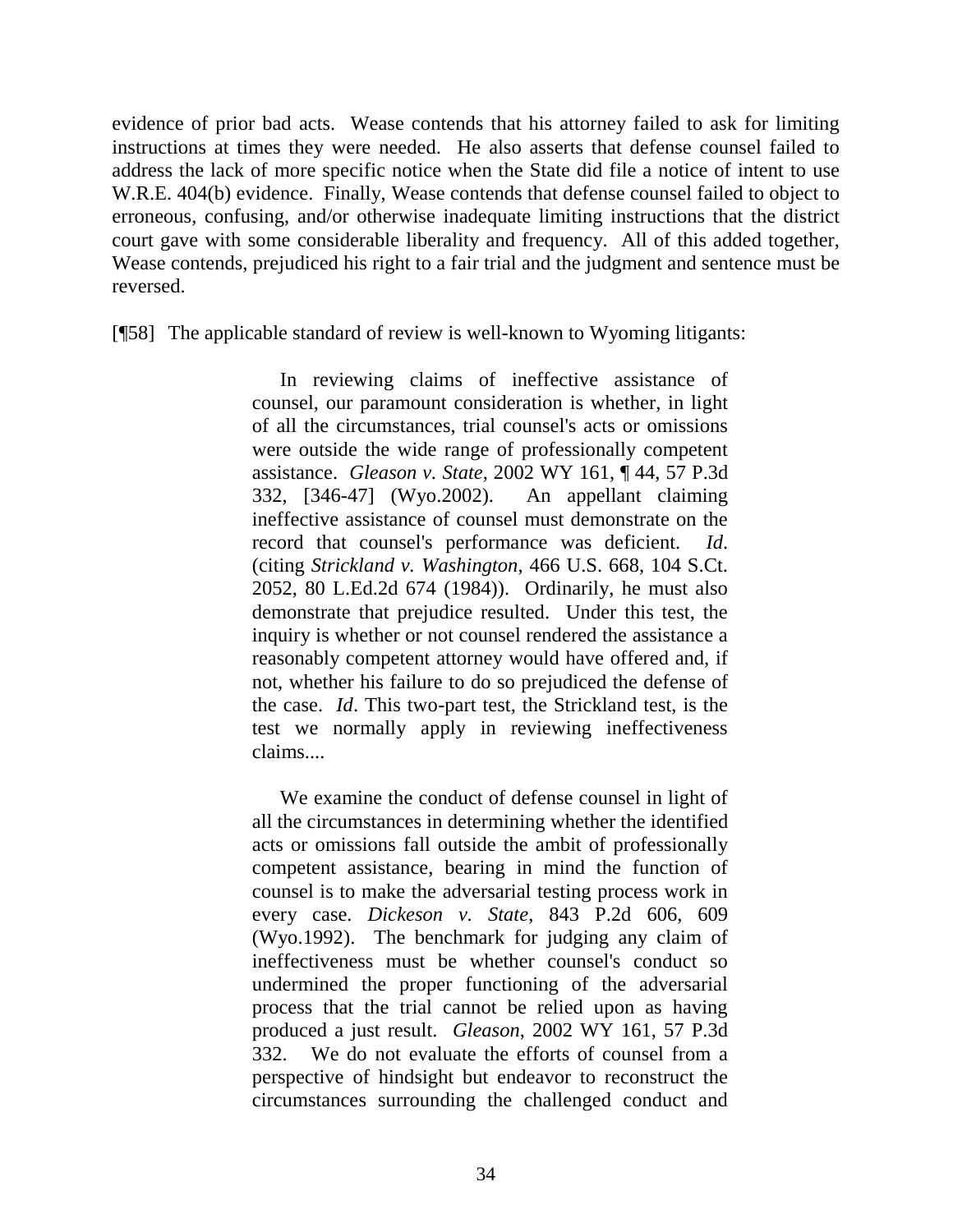evidence of prior bad acts. Wease contends that his attorney failed to ask for limiting instructions at times they were needed. He also asserts that defense counsel failed to address the lack of more specific notice when the State did file a notice of intent to use W.R.E. 404(b) evidence. Finally, Wease contends that defense counsel failed to object to erroneous, confusing, and/or otherwise inadequate limiting instructions that the district court gave with some considerable liberality and frequency. All of this added together, Wease contends, prejudiced his right to a fair trial and the judgment and sentence must be reversed.

[¶58] The applicable standard of review is well-known to Wyoming litigants:

> In reviewing claims of ineffective assistance of counsel, our paramount consideration is whether, in light of all the circumstances, trial counsel's acts or omissions were outside the wide range of professionally competent assistance. *Gleason v. State*, 2002 WY 161, ¶ 44, 57 P.3d 332, [346-47] (Wyo.2002). An appellant claiming ineffective assistance of counsel must demonstrate on the record that counsel's performance was deficient. *Id*. (citing *Strickland v. Washington*, 466 U.S. 668, 104 S.Ct. 2052, 80 L.Ed.2d 674 (1984)). Ordinarily, he must also demonstrate that prejudice resulted. Under this test, the inquiry is whether or not counsel rendered the assistance a reasonably competent attorney would have offered and, if not, whether his failure to do so prejudiced the defense of the case. *Id*. This two-part test, the Strickland test, is the test we normally apply in reviewing ineffectiveness claims....
>
> We examine the conduct of defense counsel in light of all the circumstances in determining whether the identified acts or omissions fall outside the ambit of professionally competent assistance, bearing in mind the function of counsel is to make the adversarial testing process work in every case. *Dickeson v. State*, 843 P.2d 606, 609 (Wyo.1992). The benchmark for judging any claim of ineffectiveness must be whether counsel's conduct so undermined the proper functioning of the adversarial process that the trial cannot be relied upon as having produced a just result. *Gleason*, 2002 WY 161, 57 P.3d 332. We do not evaluate the efforts of counsel from a perspective of hindsight but endeavor to reconstruct the circumstances surrounding the challenged conduct and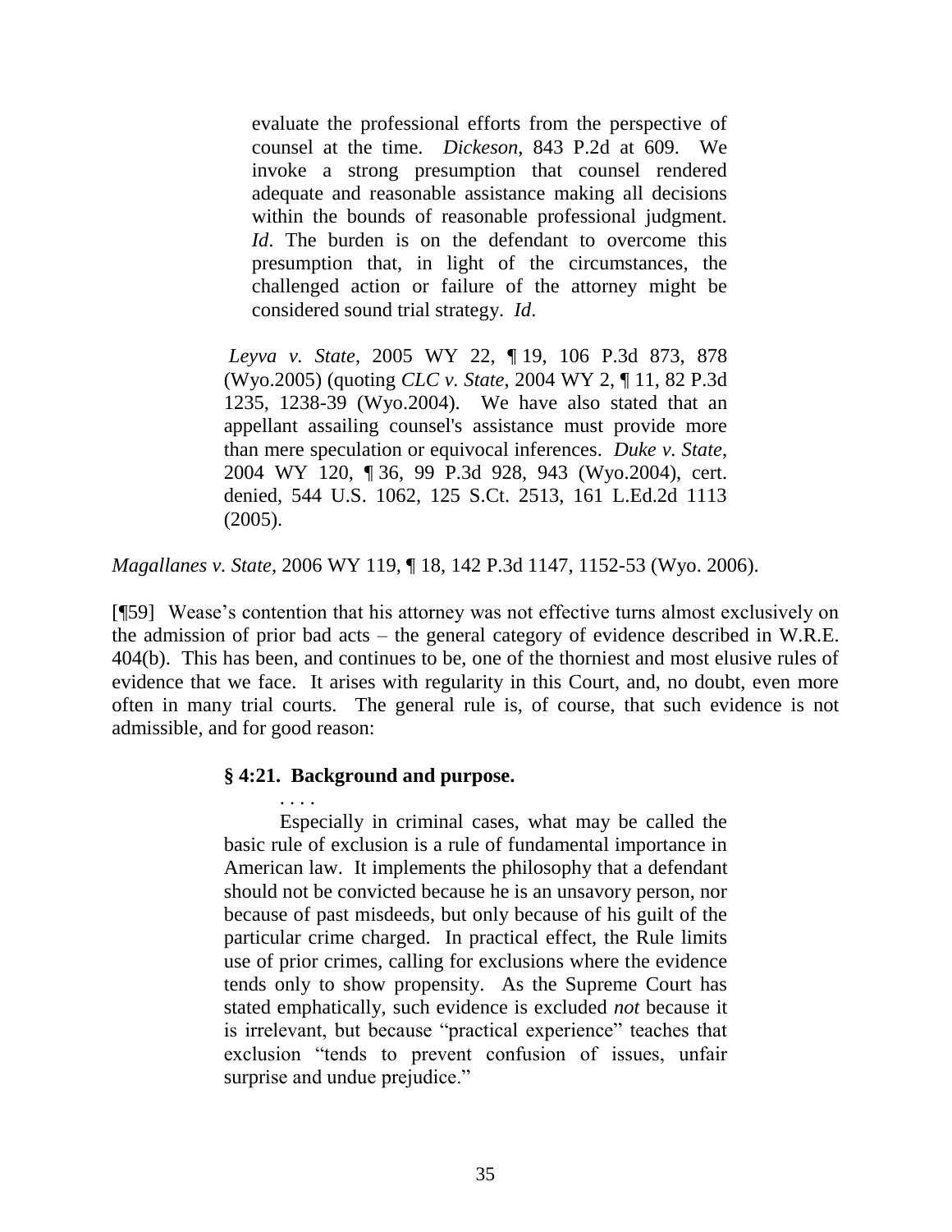> evaluate the professional efforts from the perspective of counsel at the time. *Dickeson*, 843 P.2d at 609. We invoke a strong presumption that counsel rendered adequate and reasonable assistance making all decisions within the bounds of reasonable professional judgment. *Id*. The burden is on the defendant to overcome this presumption that, in light of the circumstances, the challenged action or failure of the attorney might be considered sound trial strategy. *Id*.
>
> *Leyva v. State*, 2005 WY 22, ¶ 19, 106 P.3d 873, 878 (Wyo.2005) (quoting *CLC v. State*, 2004 WY 2, ¶ 11, 82 P.3d 1235, 1238-39 (Wyo.2004). We have also stated that an appellant assailing counsel's assistance must provide more than mere speculation or equivocal inferences. *Duke v. State*, 2004 WY 120, ¶ 36, 99 P.3d 928, 943 (Wyo.2004), cert. denied, 544 U.S. 1062, 125 S.Ct. 2513, 161 L.Ed.2d 1113 (2005).

*Magallanes v. State*, 2006 WY 119, ¶ 18, 142 P.3d 1147, 1152-53 (Wyo. 2006).

[¶59] Wease's contention that his attorney was not effective turns almost exclusively on the admission of prior bad acts – the general category of evidence described in W.R.E. 404(b). This has been, and continues to be, one of the thorniest and most elusive rules of evidence that we face. It arises with regularity in this Court, and, no doubt, even more often in many trial courts. The general rule is, of course, that such evidence is not admissible, and for good reason:

> **§ 4:21. Background and purpose.**
>
> . . . .
>
> Especially in criminal cases, what may be called the basic rule of exclusion is a rule of fundamental importance in American law. It implements the philosophy that a defendant should not be convicted because he is an unsavory person, nor because of past misdeeds, but only because of his guilt of the particular crime charged. In practical effect, the Rule limits use of prior crimes, calling for exclusions where the evidence tends only to show propensity. As the Supreme Court has stated emphatically, such evidence is excluded *not* because it is irrelevant, but because "practical experience" teaches that exclusion "tends to prevent confusion of issues, unfair surprise and undue prejudice."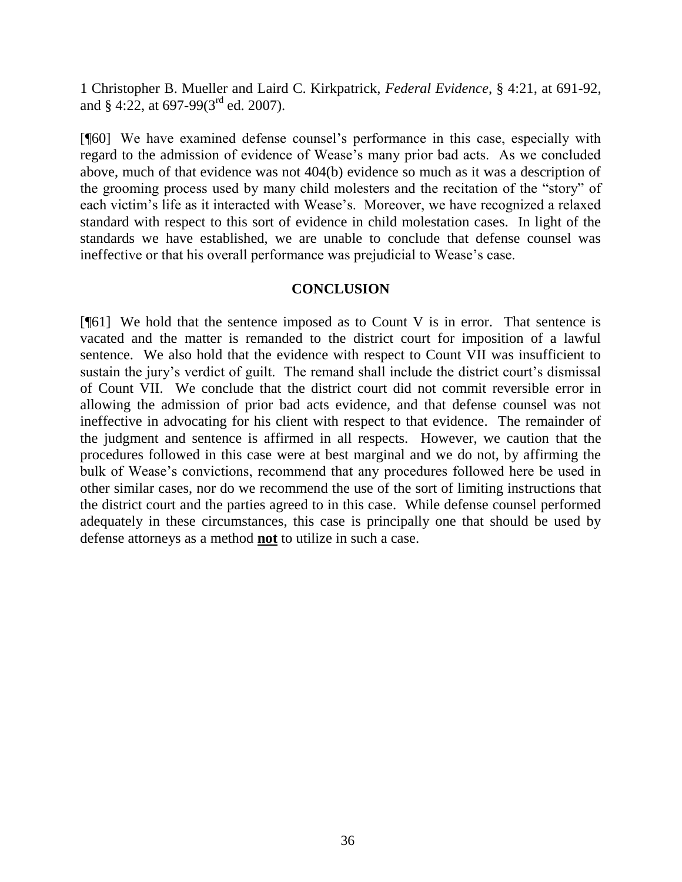1 Christopher B. Mueller and Laird C. Kirkpatrick, *Federal Evidence*, § 4:21, at 691-92, and § 4:22, at 697-99(3rd ed. 2007).

[¶60] We have examined defense counsel's performance in this case, especially with regard to the admission of evidence of Wease's many prior bad acts. As we concluded above, much of that evidence was not 404(b) evidence so much as it was a description of the grooming process used by many child molesters and the recitation of the "story" of each victim's life as it interacted with Wease's. Moreover, we have recognized a relaxed standard with respect to this sort of evidence in child molestation cases. In light of the standards we have established, we are unable to conclude that defense counsel was ineffective or that his overall performance was prejudicial to Wease's case.

## CONCLUSION

[¶61] We hold that the sentence imposed as to Count V is in error. That sentence is vacated and the matter is remanded to the district court for imposition of a lawful sentence. We also hold that the evidence with respect to Count VII was insufficient to sustain the jury's verdict of guilt. The remand shall include the district court's dismissal of Count VII. We conclude that the district court did not commit reversible error in allowing the admission of prior bad acts evidence, and that defense counsel was not ineffective in advocating for his client with respect to that evidence. The remainder of the judgment and sentence is affirmed in all respects. However, we caution that the procedures followed in this case were at best marginal and we do not, by affirming the bulk of Wease's convictions, recommend that any procedures followed here be used in other similar cases, nor do we recommend the use of the sort of limiting instructions that the district court and the parties agreed to in this case. While defense counsel performed adequately in these circumstances, this case is principally one that should be used by defense attorneys as a method **not** to utilize in such a case.